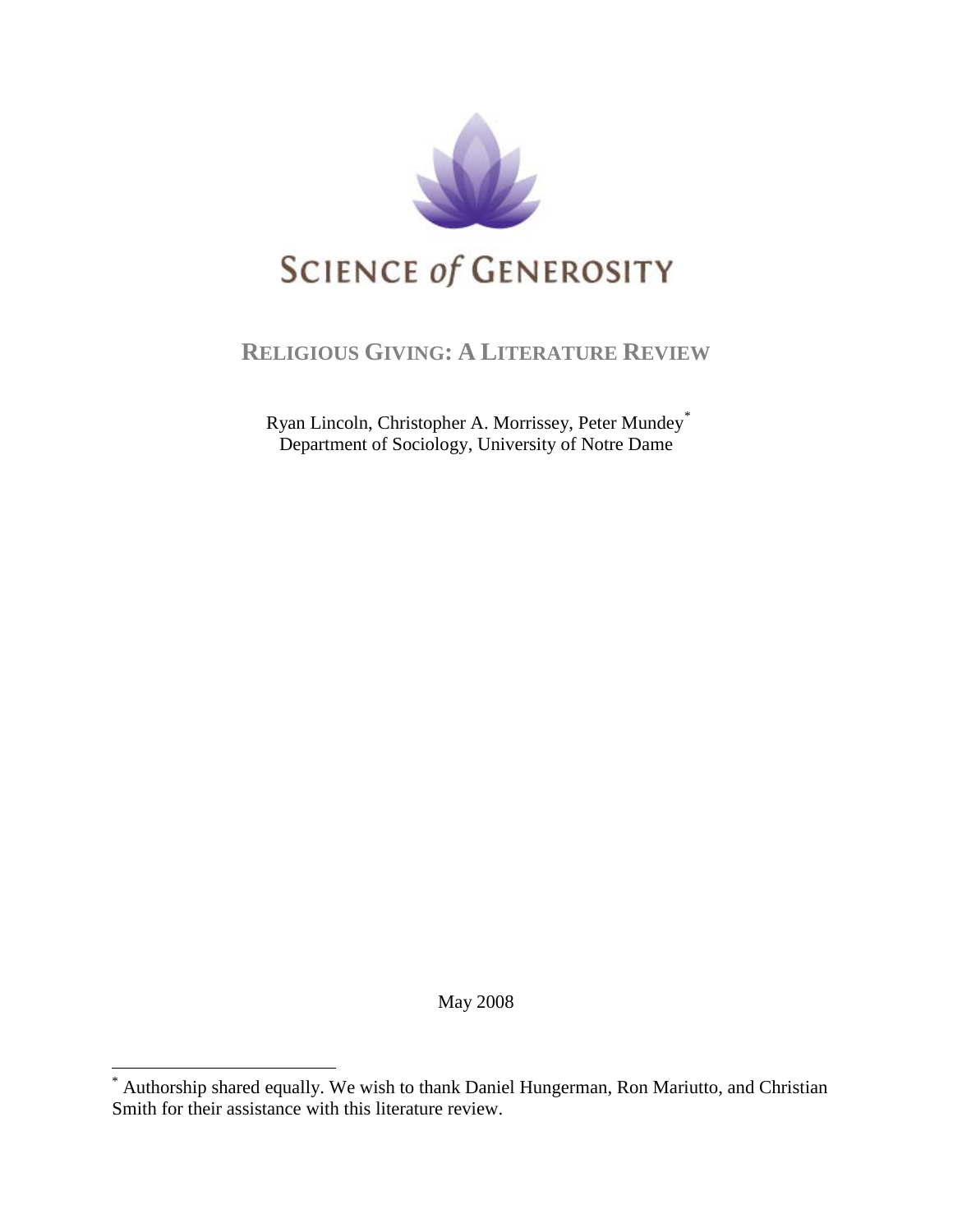SCIENCE of GENEROSITY

# RELIGIOUS GIVING: A LITERATURE REVIEW

Ryan Lincoln, Christopher A. Morrissey, Peter Mundey[*]
Department of Sociology, University of Notre Dame

May 2008

[*] Authorship shared equally. We wish to thank Daniel Hungerman, Ron Mariutto, and Christian Smith for their assistance with this literature review.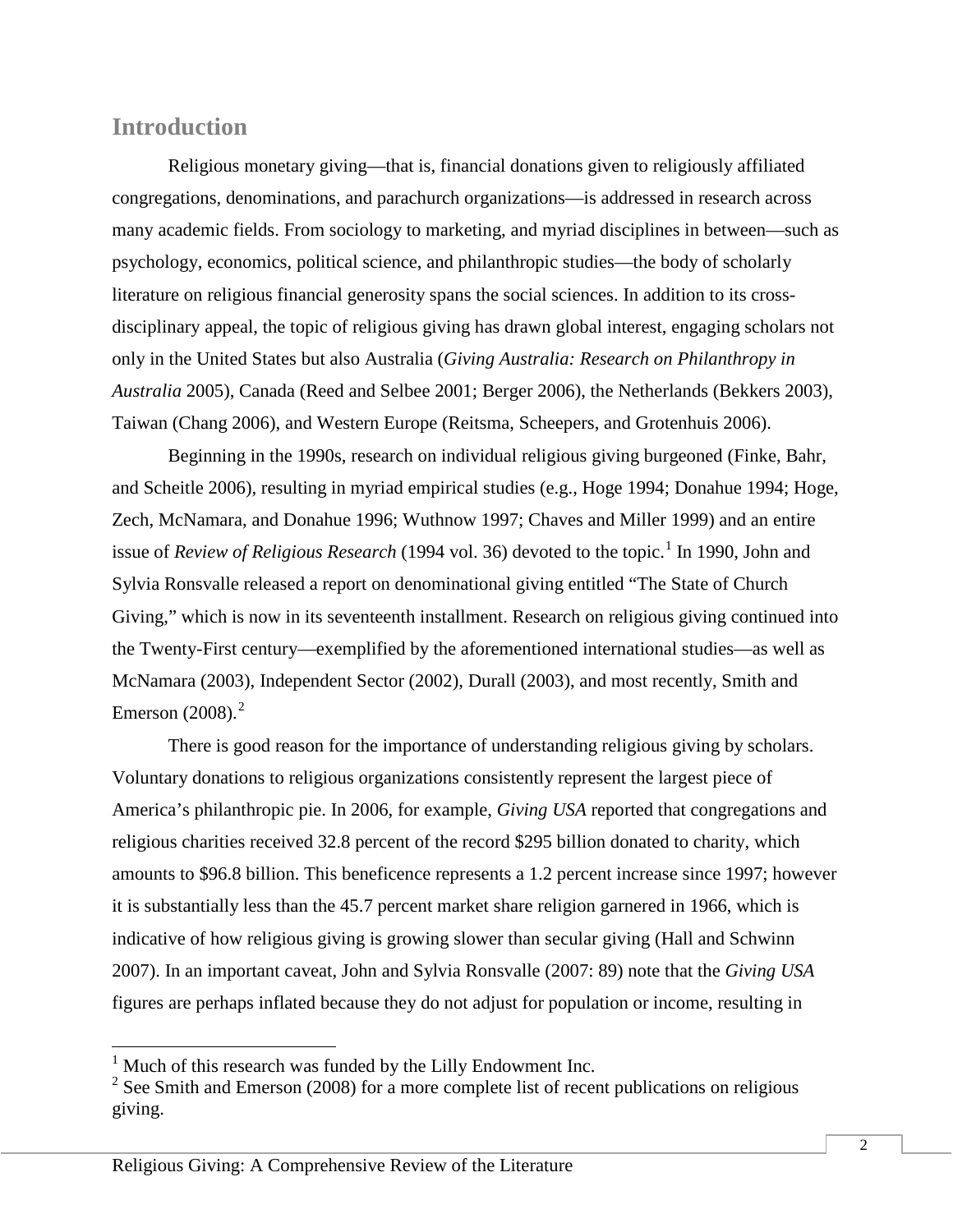## Introduction

Religious monetary giving—that is, financial donations given to religiously affiliated congregations, denominations, and parachurch organizations—is addressed in research across many academic fields. From sociology to marketing, and myriad disciplines in between—such as psychology, economics, political science, and philanthropic studies—the body of scholarly literature on religious financial generosity spans the social sciences. In addition to its cross-disciplinary appeal, the topic of religious giving has drawn global interest, engaging scholars not only in the United States but also Australia (*Giving Australia: Research on Philanthropy in Australia* 2005), Canada (Reed and Selbee 2001; Berger 2006), the Netherlands (Bekkers 2003), Taiwan (Chang 2006), and Western Europe (Reitsma, Scheepers, and Grotenhuis 2006).

Beginning in the 1990s, research on individual religious giving burgeoned (Finke, Bahr, and Scheitle 2006), resulting in myriad empirical studies (e.g., Hoge 1994; Donahue 1994; Hoge, Zech, McNamara, and Donahue 1996; Wuthnow 1997; Chaves and Miller 1999) and an entire issue of *Review of Religious Research* (1994 vol. 36) devoted to the topic.[1] In 1990, John and Sylvia Ronsvalle released a report on denominational giving entitled "The State of Church Giving," which is now in its seventeenth installment. Research on religious giving continued into the Twenty-First century—exemplified by the aforementioned international studies—as well as McNamara (2003), Independent Sector (2002), Durall (2003), and most recently, Smith and Emerson (2008).[2]

There is good reason for the importance of understanding religious giving by scholars. Voluntary donations to religious organizations consistently represent the largest piece of America's philanthropic pie. In 2006, for example, *Giving USA* reported that congregations and religious charities received 32.8 percent of the record $295 billion donated to charity, which amounts to $96.8 billion. This beneficence represents a 1.2 percent increase since 1997; however it is substantially less than the 45.7 percent market share religion garnered in 1966, which is indicative of how religious giving is growing slower than secular giving (Hall and Schwinn 2007). In an important caveat, John and Sylvia Ronsvalle (2007: 89) note that the *Giving USA* figures are perhaps inflated because they do not adjust for population or income, resulting in

[1] Much of this research was funded by the Lilly Endowment Inc.

[2] See Smith and Emerson (2008) for a more complete list of recent publications on religious giving.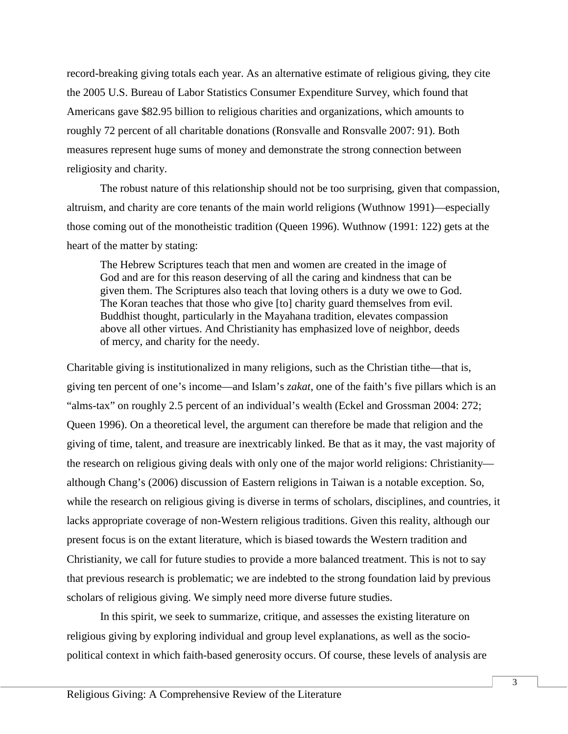record-breaking giving totals each year. As an alternative estimate of religious giving, they cite the 2005 U.S. Bureau of Labor Statistics Consumer Expenditure Survey, which found that Americans gave $82.95 billion to religious charities and organizations, which amounts to roughly 72 percent of all charitable donations (Ronsvalle and Ronsvalle 2007: 91). Both measures represent huge sums of money and demonstrate the strong connection between religiosity and charity.

The robust nature of this relationship should not be too surprising, given that compassion, altruism, and charity are core tenants of the main world religions (Wuthnow 1991)—especially those coming out of the monotheistic tradition (Queen 1996). Wuthnow (1991: 122) gets at the heart of the matter by stating:

> The Hebrew Scriptures teach that men and women are created in the image of God and are for this reason deserving of all the caring and kindness that can be given them. The Scriptures also teach that loving others is a duty we owe to God. The Koran teaches that those who give [to] charity guard themselves from evil. Buddhist thought, particularly in the Mayahana tradition, elevates compassion above all other virtues. And Christianity has emphasized love of neighbor, deeds of mercy, and charity for the needy.

Charitable giving is institutionalized in many religions, such as the Christian tithe—that is, giving ten percent of one's income—and Islam's *zakat*, one of the faith's five pillars which is an "alms-tax" on roughly 2.5 percent of an individual's wealth (Eckel and Grossman 2004: 272; Queen 1996). On a theoretical level, the argument can therefore be made that religion and the giving of time, talent, and treasure are inextricably linked. Be that as it may, the vast majority of the research on religious giving deals with only one of the major world religions: Christianity—although Chang's (2006) discussion of Eastern religions in Taiwan is a notable exception. So, while the research on religious giving is diverse in terms of scholars, disciplines, and countries, it lacks appropriate coverage of non-Western religious traditions. Given this reality, although our present focus is on the extant literature, which is biased towards the Western tradition and Christianity, we call for future studies to provide a more balanced treatment. This is not to say that previous research is problematic; we are indebted to the strong foundation laid by previous scholars of religious giving. We simply need more diverse future studies.

In this spirit, we seek to summarize, critique, and assesses the existing literature on religious giving by exploring individual and group level explanations, as well as the socio-political context in which faith-based generosity occurs. Of course, these levels of analysis are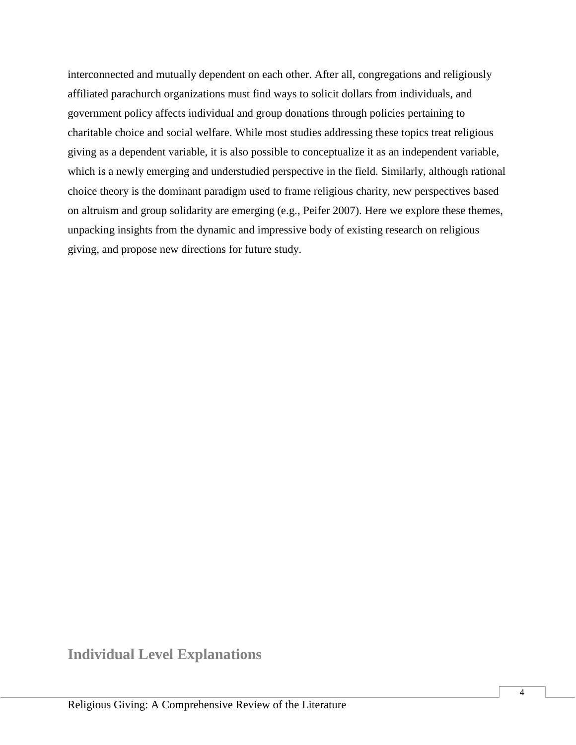interconnected and mutually dependent on each other. After all, congregations and religiously affiliated parachurch organizations must find ways to solicit dollars from individuals, and government policy affects individual and group donations through policies pertaining to charitable choice and social welfare. While most studies addressing these topics treat religious giving as a dependent variable, it is also possible to conceptualize it as an independent variable, which is a newly emerging and understudied perspective in the field. Similarly, although rational choice theory is the dominant paradigm used to frame religious charity, new perspectives based on altruism and group solidarity are emerging (e.g., Peifer 2007). Here we explore these themes, unpacking insights from the dynamic and impressive body of existing research on religious giving, and propose new directions for future study.

## Individual Level Explanations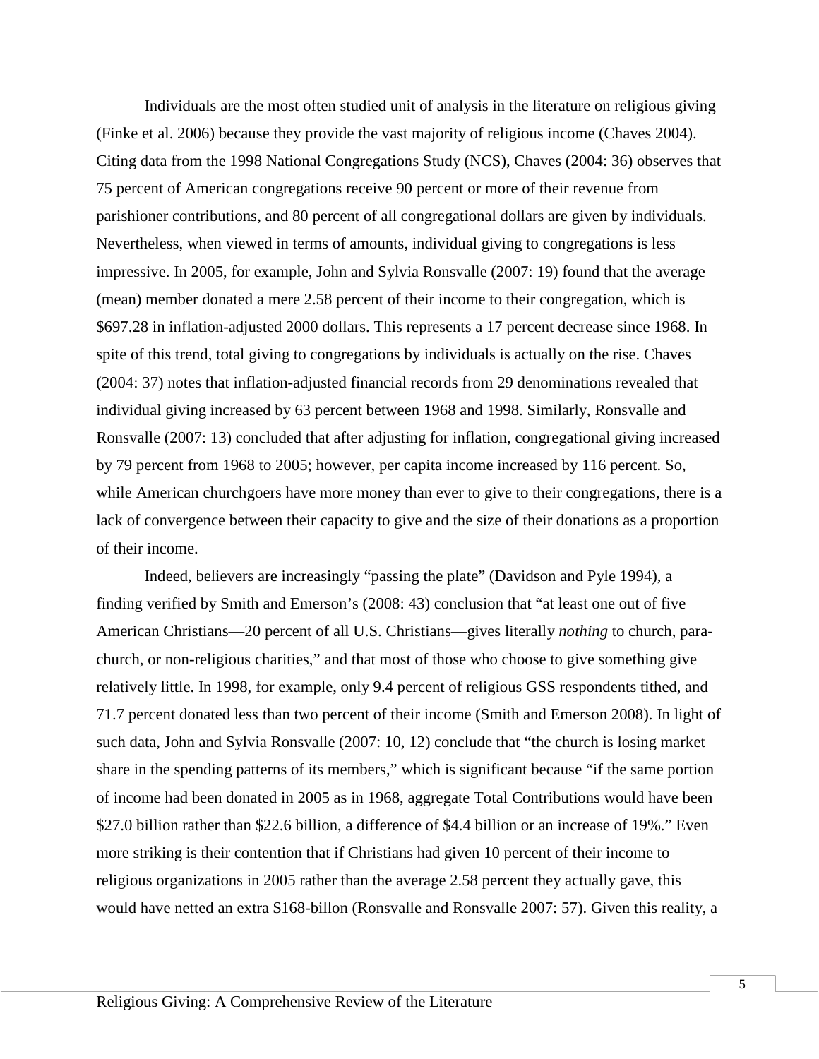Individuals are the most often studied unit of analysis in the literature on religious giving (Finke et al. 2006) because they provide the vast majority of religious income (Chaves 2004). Citing data from the 1998 National Congregations Study (NCS), Chaves (2004: 36) observes that 75 percent of American congregations receive 90 percent or more of their revenue from parishioner contributions, and 80 percent of all congregational dollars are given by individuals. Nevertheless, when viewed in terms of amounts, individual giving to congregations is less impressive. In 2005, for example, John and Sylvia Ronsvalle (2007: 19) found that the average (mean) member donated a mere 2.58 percent of their income to their congregation, which is $697.28 in inflation-adjusted 2000 dollars. This represents a 17 percent decrease since 1968. In spite of this trend, total giving to congregations by individuals is actually on the rise. Chaves (2004: 37) notes that inflation-adjusted financial records from 29 denominations revealed that individual giving increased by 63 percent between 1968 and 1998. Similarly, Ronsvalle and Ronsvalle (2007: 13) concluded that after adjusting for inflation, congregational giving increased by 79 percent from 1968 to 2005; however, per capita income increased by 116 percent. So, while American churchgoers have more money than ever to give to their congregations, there is a lack of convergence between their capacity to give and the size of their donations as a proportion of their income.

Indeed, believers are increasingly "passing the plate" (Davidson and Pyle 1994), a finding verified by Smith and Emerson's (2008: 43) conclusion that "at least one out of five American Christians—20 percent of all U.S. Christians—gives literally *nothing* to church, para-church, or non-religious charities," and that most of those who choose to give something give relatively little. In 1998, for example, only 9.4 percent of religious GSS respondents tithed, and 71.7 percent donated less than two percent of their income (Smith and Emerson 2008). In light of such data, John and Sylvia Ronsvalle (2007: 10, 12) conclude that "the church is losing market share in the spending patterns of its members," which is significant because "if the same portion of income had been donated in 2005 as in 1968, aggregate Total Contributions would have been $27.0 billion rather than $22.6 billion, a difference of $4.4 billion or an increase of 19%." Even more striking is their contention that if Christians had given 10 percent of their income to religious organizations in 2005 rather than the average 2.58 percent they actually gave, this would have netted an extra $168-billon (Ronsvalle and Ronsvalle 2007: 57). Given this reality, a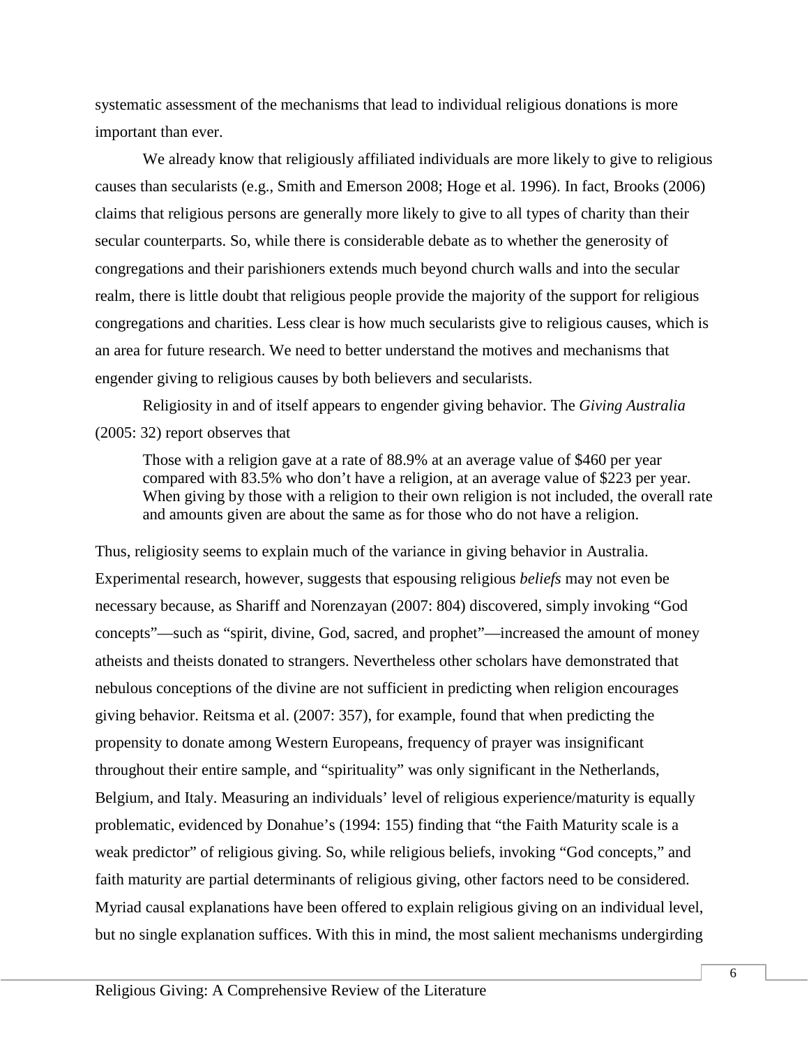systematic assessment of the mechanisms that lead to individual religious donations is more important than ever.

We already know that religiously affiliated individuals are more likely to give to religious causes than secularists (e.g., Smith and Emerson 2008; Hoge et al. 1996). In fact, Brooks (2006) claims that religious persons are generally more likely to give to all types of charity than their secular counterparts. So, while there is considerable debate as to whether the generosity of congregations and their parishioners extends much beyond church walls and into the secular realm, there is little doubt that religious people provide the majority of the support for religious congregations and charities. Less clear is how much secularists give to religious causes, which is an area for future research. We need to better understand the motives and mechanisms that engender giving to religious causes by both believers and secularists.

Religiosity in and of itself appears to engender giving behavior. The *Giving Australia* (2005: 32) report observes that

> Those with a religion gave at a rate of 88.9% at an average value of $460 per year compared with 83.5% who don't have a religion, at an average value of $223 per year. When giving by those with a religion to their own religion is not included, the overall rate and amounts given are about the same as for those who do not have a religion.

Thus, religiosity seems to explain much of the variance in giving behavior in Australia. Experimental research, however, suggests that espousing religious *beliefs* may not even be necessary because, as Shariff and Norenzayan (2007: 804) discovered, simply invoking "God concepts"—such as "spirit, divine, God, sacred, and prophet"—increased the amount of money atheists and theists donated to strangers. Nevertheless other scholars have demonstrated that nebulous conceptions of the divine are not sufficient in predicting when religion encourages giving behavior. Reitsma et al. (2007: 357), for example, found that when predicting the propensity to donate among Western Europeans, frequency of prayer was insignificant throughout their entire sample, and "spirituality" was only significant in the Netherlands, Belgium, and Italy. Measuring an individuals' level of religious experience/maturity is equally problematic, evidenced by Donahue's (1994: 155) finding that "the Faith Maturity scale is a weak predictor" of religious giving. So, while religious beliefs, invoking "God concepts," and faith maturity are partial determinants of religious giving, other factors need to be considered. Myriad causal explanations have been offered to explain religious giving on an individual level, but no single explanation suffices. With this in mind, the most salient mechanisms undergirding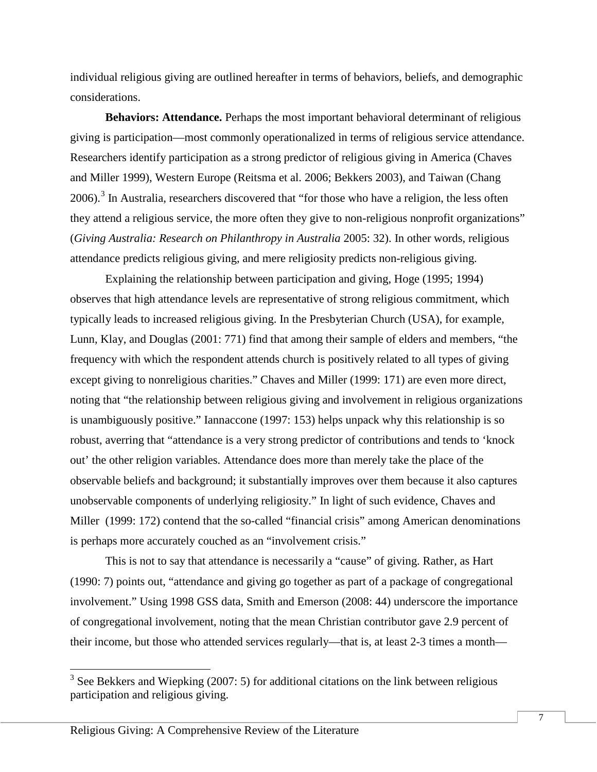individual religious giving are outlined hereafter in terms of behaviors, beliefs, and demographic considerations.

**Behaviors: Attendance.** Perhaps the most important behavioral determinant of religious giving is participation—most commonly operationalized in terms of religious service attendance. Researchers identify participation as a strong predictor of religious giving in America (Chaves and Miller 1999), Western Europe (Reitsma et al. 2006; Bekkers 2003), and Taiwan (Chang 2006).[3] In Australia, researchers discovered that "for those who have a religion, the less often they attend a religious service, the more often they give to non-religious nonprofit organizations" (*Giving Australia: Research on Philanthropy in Australia* 2005: 32). In other words, religious attendance predicts religious giving, and mere religiosity predicts non-religious giving.

Explaining the relationship between participation and giving, Hoge (1995; 1994) observes that high attendance levels are representative of strong religious commitment, which typically leads to increased religious giving. In the Presbyterian Church (USA), for example, Lunn, Klay, and Douglas (2001: 771) find that among their sample of elders and members, "the frequency with which the respondent attends church is positively related to all types of giving except giving to nonreligious charities." Chaves and Miller (1999: 171) are even more direct, noting that "the relationship between religious giving and involvement in religious organizations is unambiguously positive." Iannaccone (1997: 153) helps unpack why this relationship is so robust, averring that "attendance is a very strong predictor of contributions and tends to 'knock out' the other religion variables. Attendance does more than merely take the place of the observable beliefs and background; it substantially improves over them because it also captures unobservable components of underlying religiosity." In light of such evidence, Chaves and Miller (1999: 172) contend that the so-called "financial crisis" among American denominations is perhaps more accurately couched as an "involvement crisis."

This is not to say that attendance is necessarily a "cause" of giving. Rather, as Hart (1990: 7) points out, "attendance and giving go together as part of a package of congregational involvement." Using 1998 GSS data, Smith and Emerson (2008: 44) underscore the importance of congregational involvement, noting that the mean Christian contributor gave 2.9 percent of their income, but those who attended services regularly—that is, at least 2-3 times a month—

[3] See Bekkers and Wiepking (2007: 5) for additional citations on the link between religious participation and religious giving.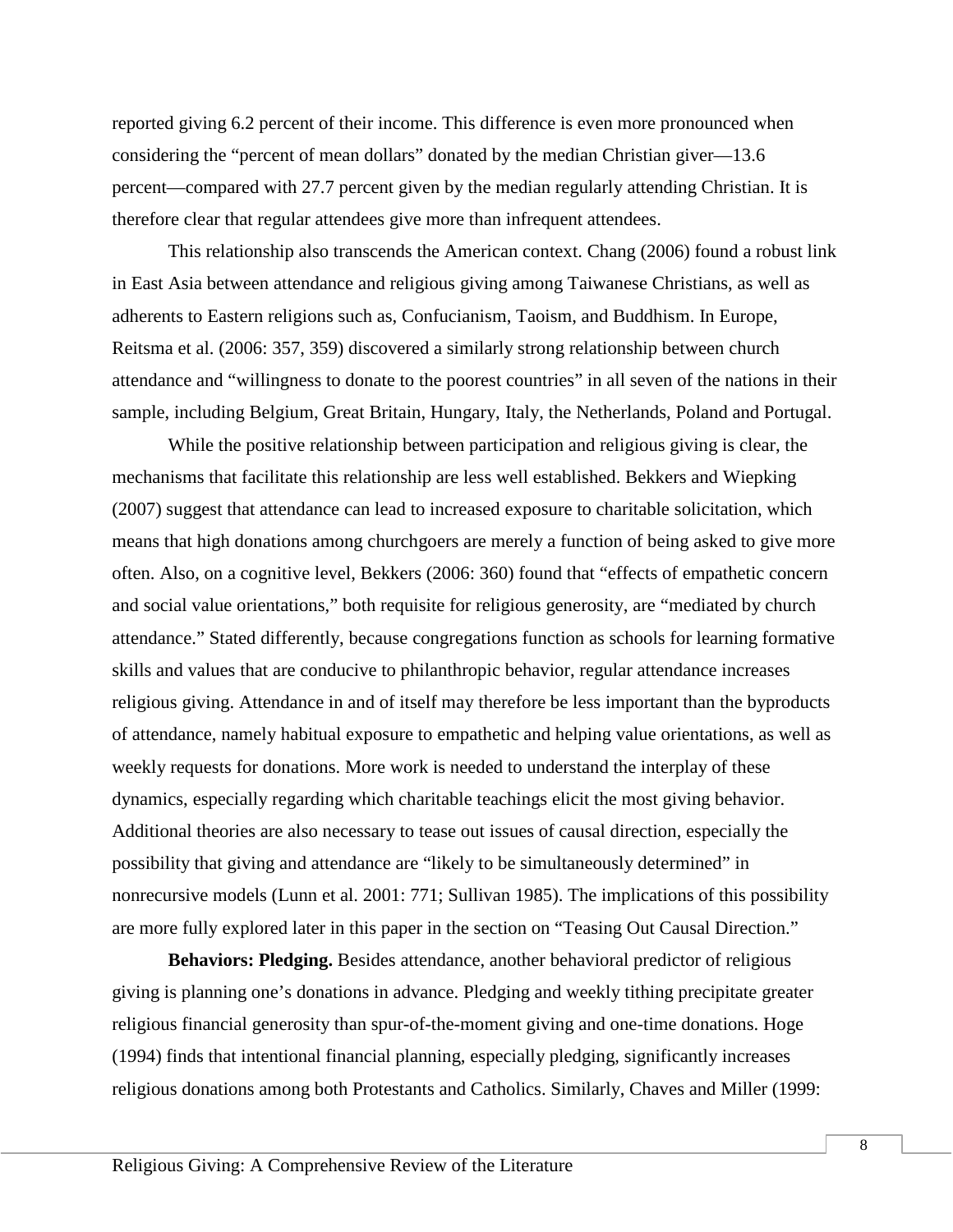reported giving 6.2 percent of their income. This difference is even more pronounced when considering the "percent of mean dollars" donated by the median Christian giver—13.6 percent—compared with 27.7 percent given by the median regularly attending Christian. It is therefore clear that regular attendees give more than infrequent attendees.

This relationship also transcends the American context. Chang (2006) found a robust link in East Asia between attendance and religious giving among Taiwanese Christians, as well as adherents to Eastern religions such as, Confucianism, Taoism, and Buddhism. In Europe, Reitsma et al. (2006: 357, 359) discovered a similarly strong relationship between church attendance and "willingness to donate to the poorest countries" in all seven of the nations in their sample, including Belgium, Great Britain, Hungary, Italy, the Netherlands, Poland and Portugal.

While the positive relationship between participation and religious giving is clear, the mechanisms that facilitate this relationship are less well established. Bekkers and Wiepking (2007) suggest that attendance can lead to increased exposure to charitable solicitation, which means that high donations among churchgoers are merely a function of being asked to give more often. Also, on a cognitive level, Bekkers (2006: 360) found that "effects of empathetic concern and social value orientations," both requisite for religious generosity, are "mediated by church attendance." Stated differently, because congregations function as schools for learning formative skills and values that are conducive to philanthropic behavior, regular attendance increases religious giving. Attendance in and of itself may therefore be less important than the byproducts of attendance, namely habitual exposure to empathetic and helping value orientations, as well as weekly requests for donations. More work is needed to understand the interplay of these dynamics, especially regarding which charitable teachings elicit the most giving behavior. Additional theories are also necessary to tease out issues of causal direction, especially the possibility that giving and attendance are "likely to be simultaneously determined" in nonrecursive models (Lunn et al. 2001: 771; Sullivan 1985). The implications of this possibility are more fully explored later in this paper in the section on "Teasing Out Causal Direction."

**Behaviors: Pledging.** Besides attendance, another behavioral predictor of religious giving is planning one's donations in advance. Pledging and weekly tithing precipitate greater religious financial generosity than spur-of-the-moment giving and one-time donations. Hoge (1994) finds that intentional financial planning, especially pledging, significantly increases religious donations among both Protestants and Catholics. Similarly, Chaves and Miller (1999: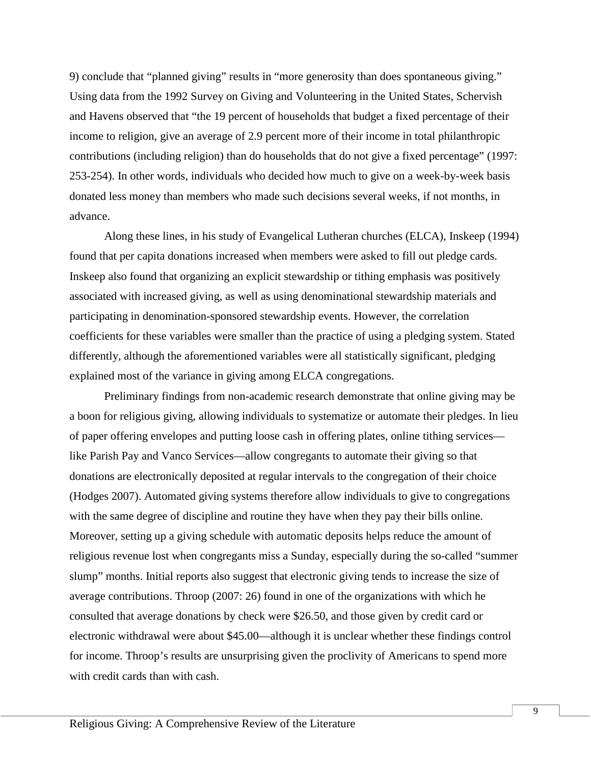9) conclude that "planned giving" results in "more generosity than does spontaneous giving." Using data from the 1992 Survey on Giving and Volunteering in the United States, Schervish and Havens observed that "the 19 percent of households that budget a fixed percentage of their income to religion, give an average of 2.9 percent more of their income in total philanthropic contributions (including religion) than do households that do not give a fixed percentage" (1997: 253-254). In other words, individuals who decided how much to give on a week-by-week basis donated less money than members who made such decisions several weeks, if not months, in advance.

Along these lines, in his study of Evangelical Lutheran churches (ELCA), Inskeep (1994) found that per capita donations increased when members were asked to fill out pledge cards. Inskeep also found that organizing an explicit stewardship or tithing emphasis was positively associated with increased giving, as well as using denominational stewardship materials and participating in denomination-sponsored stewardship events. However, the correlation coefficients for these variables were smaller than the practice of using a pledging system. Stated differently, although the aforementioned variables were all statistically significant, pledging explained most of the variance in giving among ELCA congregations.

Preliminary findings from non-academic research demonstrate that online giving may be a boon for religious giving, allowing individuals to systematize or automate their pledges. In lieu of paper offering envelopes and putting loose cash in offering plates, online tithing services—like Parish Pay and Vanco Services—allow congregants to automate their giving so that donations are electronically deposited at regular intervals to the congregation of their choice (Hodges 2007). Automated giving systems therefore allow individuals to give to congregations with the same degree of discipline and routine they have when they pay their bills online. Moreover, setting up a giving schedule with automatic deposits helps reduce the amount of religious revenue lost when congregants miss a Sunday, especially during the so-called "summer slump" months. Initial reports also suggest that electronic giving tends to increase the size of average contributions. Throop (2007: 26) found in one of the organizations with which he consulted that average donations by check were $26.50, and those given by credit card or electronic withdrawal were about $45.00—although it is unclear whether these findings control for income. Throop's results are unsurprising given the proclivity of Americans to spend more with credit cards than with cash.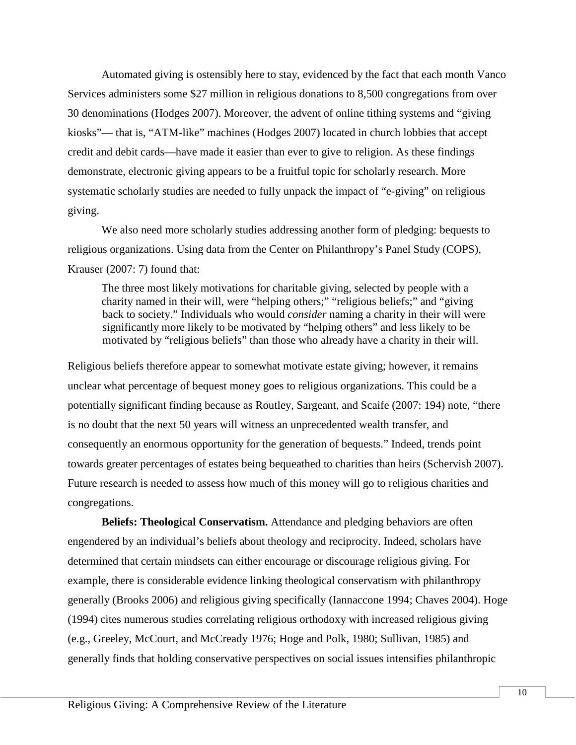Automated giving is ostensibly here to stay, evidenced by the fact that each month Vanco Services administers some $27 million in religious donations to 8,500 congregations from over 30 denominations (Hodges 2007). Moreover, the advent of online tithing systems and "giving kiosks"— that is, "ATM-like" machines (Hodges 2007) located in church lobbies that accept credit and debit cards—have made it easier than ever to give to religion. As these findings demonstrate, electronic giving appears to be a fruitful topic for scholarly research. More systematic scholarly studies are needed to fully unpack the impact of "e-giving" on religious giving.

We also need more scholarly studies addressing another form of pledging: bequests to religious organizations. Using data from the Center on Philanthropy's Panel Study (COPS), Krauser (2007: 7) found that:

> The three most likely motivations for charitable giving, selected by people with a charity named in their will, were "helping others;" "religious beliefs;" and "giving back to society." Individuals who would *consider* naming a charity in their will were significantly more likely to be motivated by "helping others" and less likely to be motivated by "religious beliefs" than those who already have a charity in their will.

Religious beliefs therefore appear to somewhat motivate estate giving; however, it remains unclear what percentage of bequest money goes to religious organizations. This could be a potentially significant finding because as Routley, Sargeant, and Scaife (2007: 194) note, "there is no doubt that the next 50 years will witness an unprecedented wealth transfer, and consequently an enormous opportunity for the generation of bequests." Indeed, trends point towards greater percentages of estates being bequeathed to charities than heirs (Schervish 2007). Future research is needed to assess how much of this money will go to religious charities and congregations.

**Beliefs: Theological Conservatism.** Attendance and pledging behaviors are often engendered by an individual's beliefs about theology and reciprocity. Indeed, scholars have determined that certain mindsets can either encourage or discourage religious giving. For example, there is considerable evidence linking theological conservatism with philanthropy generally (Brooks 2006) and religious giving specifically (Iannaccone 1994; Chaves 2004). Hoge (1994) cites numerous studies correlating religious orthodoxy with increased religious giving (e.g., Greeley, McCourt, and McCready 1976; Hoge and Polk, 1980; Sullivan, 1985) and generally finds that holding conservative perspectives on social issues intensifies philanthropic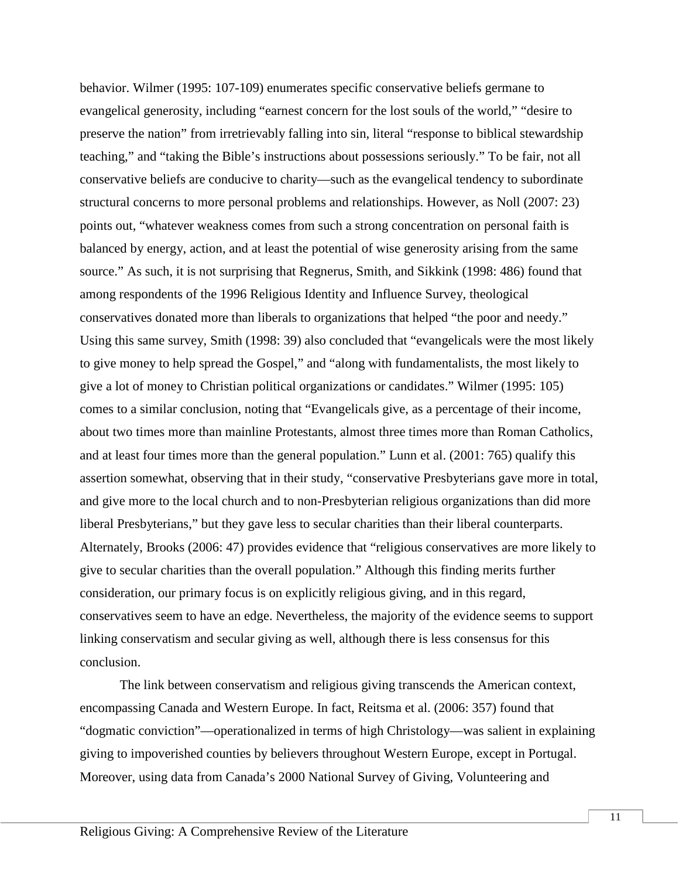behavior. Wilmer (1995: 107-109) enumerates specific conservative beliefs germane to evangelical generosity, including "earnest concern for the lost souls of the world," "desire to preserve the nation" from irretrievably falling into sin, literal "response to biblical stewardship teaching," and "taking the Bible's instructions about possessions seriously." To be fair, not all conservative beliefs are conducive to charity—such as the evangelical tendency to subordinate structural concerns to more personal problems and relationships. However, as Noll (2007: 23) points out, "whatever weakness comes from such a strong concentration on personal faith is balanced by energy, action, and at least the potential of wise generosity arising from the same source." As such, it is not surprising that Regnerus, Smith, and Sikkink (1998: 486) found that among respondents of the 1996 Religious Identity and Influence Survey, theological conservatives donated more than liberals to organizations that helped "the poor and needy." Using this same survey, Smith (1998: 39) also concluded that "evangelicals were the most likely to give money to help spread the Gospel," and "along with fundamentalists, the most likely to give a lot of money to Christian political organizations or candidates." Wilmer (1995: 105) comes to a similar conclusion, noting that "Evangelicals give, as a percentage of their income, about two times more than mainline Protestants, almost three times more than Roman Catholics, and at least four times more than the general population." Lunn et al. (2001: 765) qualify this assertion somewhat, observing that in their study, "conservative Presbyterians gave more in total, and give more to the local church and to non-Presbyterian religious organizations than did more liberal Presbyterians," but they gave less to secular charities than their liberal counterparts. Alternately, Brooks (2006: 47) provides evidence that "religious conservatives are more likely to give to secular charities than the overall population." Although this finding merits further consideration, our primary focus is on explicitly religious giving, and in this regard, conservatives seem to have an edge. Nevertheless, the majority of the evidence seems to support linking conservatism and secular giving as well, although there is less consensus for this conclusion.

The link between conservatism and religious giving transcends the American context, encompassing Canada and Western Europe. In fact, Reitsma et al. (2006: 357) found that "dogmatic conviction"—operationalized in terms of high Christology—was salient in explaining giving to impoverished counties by believers throughout Western Europe, except in Portugal. Moreover, using data from Canada's 2000 National Survey of Giving, Volunteering and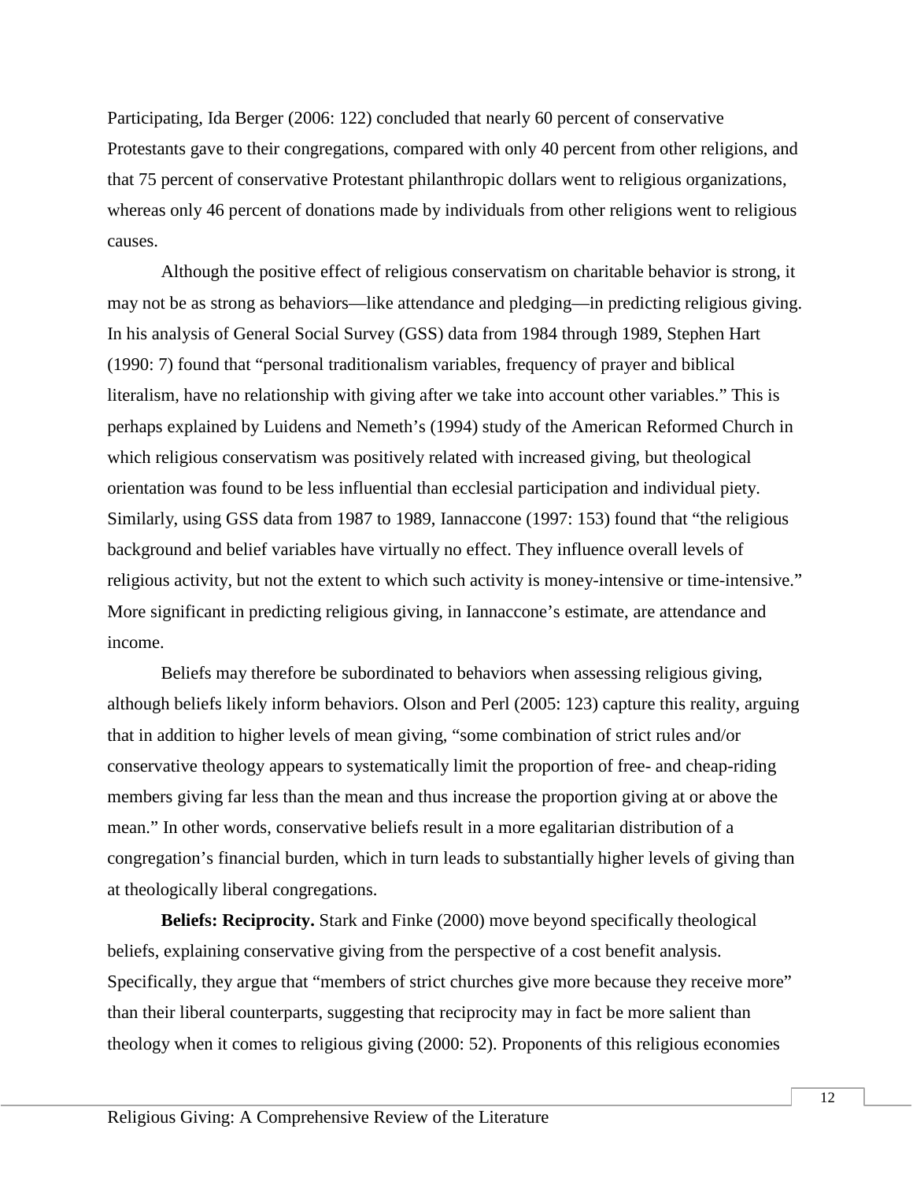Participating, Ida Berger (2006: 122) concluded that nearly 60 percent of conservative Protestants gave to their congregations, compared with only 40 percent from other religions, and that 75 percent of conservative Protestant philanthropic dollars went to religious organizations, whereas only 46 percent of donations made by individuals from other religions went to religious causes.

Although the positive effect of religious conservatism on charitable behavior is strong, it may not be as strong as behaviors—like attendance and pledging—in predicting religious giving. In his analysis of General Social Survey (GSS) data from 1984 through 1989, Stephen Hart (1990: 7) found that "personal traditionalism variables, frequency of prayer and biblical literalism, have no relationship with giving after we take into account other variables." This is perhaps explained by Luidens and Nemeth's (1994) study of the American Reformed Church in which religious conservatism was positively related with increased giving, but theological orientation was found to be less influential than ecclesial participation and individual piety. Similarly, using GSS data from 1987 to 1989, Iannaccone (1997: 153) found that "the religious background and belief variables have virtually no effect. They influence overall levels of religious activity, but not the extent to which such activity is money-intensive or time-intensive." More significant in predicting religious giving, in Iannaccone's estimate, are attendance and income.

Beliefs may therefore be subordinated to behaviors when assessing religious giving, although beliefs likely inform behaviors. Olson and Perl (2005: 123) capture this reality, arguing that in addition to higher levels of mean giving, "some combination of strict rules and/or conservative theology appears to systematically limit the proportion of free- and cheap-riding members giving far less than the mean and thus increase the proportion giving at or above the mean." In other words, conservative beliefs result in a more egalitarian distribution of a congregation's financial burden, which in turn leads to substantially higher levels of giving than at theologically liberal congregations.

**Beliefs: Reciprocity.** Stark and Finke (2000) move beyond specifically theological beliefs, explaining conservative giving from the perspective of a cost benefit analysis. Specifically, they argue that "members of strict churches give more because they receive more" than their liberal counterparts, suggesting that reciprocity may in fact be more salient than theology when it comes to religious giving (2000: 52). Proponents of this religious economies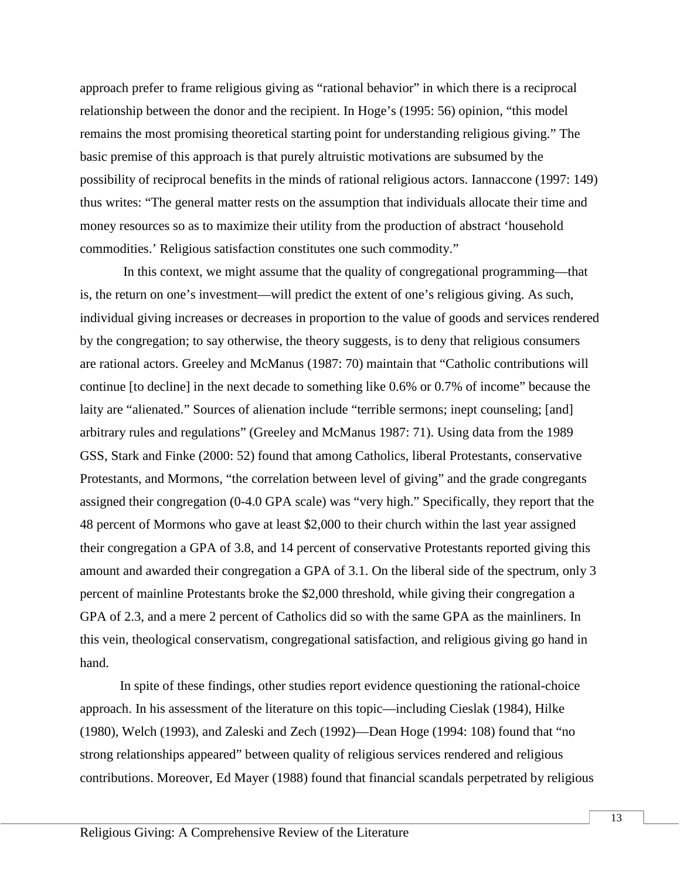approach prefer to frame religious giving as "rational behavior" in which there is a reciprocal relationship between the donor and the recipient. In Hoge's (1995: 56) opinion, "this model remains the most promising theoretical starting point for understanding religious giving." The basic premise of this approach is that purely altruistic motivations are subsumed by the possibility of reciprocal benefits in the minds of rational religious actors. Iannaccone (1997: 149) thus writes: "The general matter rests on the assumption that individuals allocate their time and money resources so as to maximize their utility from the production of abstract 'household commodities.' Religious satisfaction constitutes one such commodity."

In this context, we might assume that the quality of congregational programming—that is, the return on one's investment—will predict the extent of one's religious giving. As such, individual giving increases or decreases in proportion to the value of goods and services rendered by the congregation; to say otherwise, the theory suggests, is to deny that religious consumers are rational actors. Greeley and McManus (1987: 70) maintain that "Catholic contributions will continue [to decline] in the next decade to something like 0.6% or 0.7% of income" because the laity are "alienated." Sources of alienation include "terrible sermons; inept counseling; [and] arbitrary rules and regulations" (Greeley and McManus 1987: 71). Using data from the 1989 GSS, Stark and Finke (2000: 52) found that among Catholics, liberal Protestants, conservative Protestants, and Mormons, "the correlation between level of giving" and the grade congregants assigned their congregation (0-4.0 GPA scale) was "very high." Specifically, they report that the 48 percent of Mormons who gave at least $2,000 to their church within the last year assigned their congregation a GPA of 3.8, and 14 percent of conservative Protestants reported giving this amount and awarded their congregation a GPA of 3.1. On the liberal side of the spectrum, only 3 percent of mainline Protestants broke the $2,000 threshold, while giving their congregation a GPA of 2.3, and a mere 2 percent of Catholics did so with the same GPA as the mainliners. In this vein, theological conservatism, congregational satisfaction, and religious giving go hand in hand.

In spite of these findings, other studies report evidence questioning the rational-choice approach. In his assessment of the literature on this topic—including Cieslak (1984), Hilke (1980), Welch (1993), and Zaleski and Zech (1992)—Dean Hoge (1994: 108) found that "no strong relationships appeared" between quality of religious services rendered and religious contributions. Moreover, Ed Mayer (1988) found that financial scandals perpetrated by religious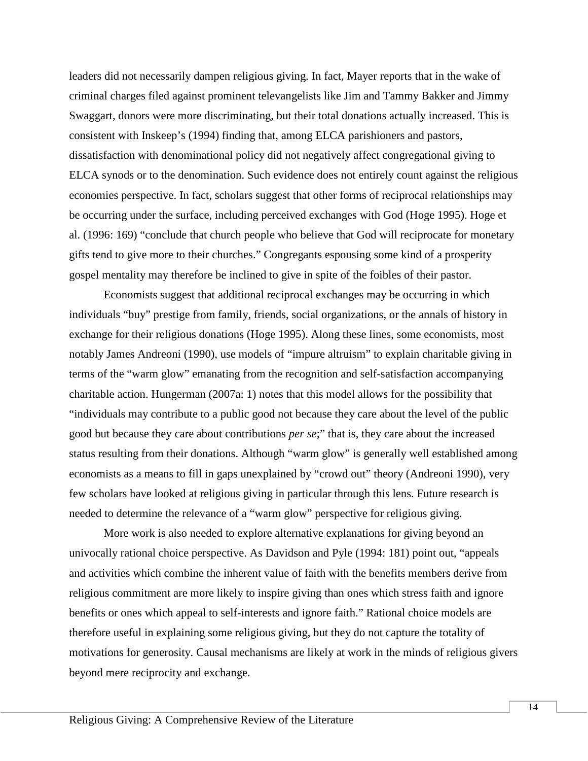leaders did not necessarily dampen religious giving. In fact, Mayer reports that in the wake of criminal charges filed against prominent televangelists like Jim and Tammy Bakker and Jimmy Swaggart, donors were more discriminating, but their total donations actually increased. This is consistent with Inskeep's (1994) finding that, among ELCA parishioners and pastors, dissatisfaction with denominational policy did not negatively affect congregational giving to ELCA synods or to the denomination. Such evidence does not entirely count against the religious economies perspective. In fact, scholars suggest that other forms of reciprocal relationships may be occurring under the surface, including perceived exchanges with God (Hoge 1995). Hoge et al. (1996: 169) "conclude that church people who believe that God will reciprocate for monetary gifts tend to give more to their churches." Congregants espousing some kind of a prosperity gospel mentality may therefore be inclined to give in spite of the foibles of their pastor.

Economists suggest that additional reciprocal exchanges may be occurring in which individuals "buy" prestige from family, friends, social organizations, or the annals of history in exchange for their religious donations (Hoge 1995). Along these lines, some economists, most notably James Andreoni (1990), use models of "impure altruism" to explain charitable giving in terms of the "warm glow" emanating from the recognition and self-satisfaction accompanying charitable action. Hungerman (2007a: 1) notes that this model allows for the possibility that "individuals may contribute to a public good not because they care about the level of the public good but because they care about contributions *per se*;" that is, they care about the increased status resulting from their donations. Although "warm glow" is generally well established among economists as a means to fill in gaps unexplained by "crowd out" theory (Andreoni 1990), very few scholars have looked at religious giving in particular through this lens. Future research is needed to determine the relevance of a "warm glow" perspective for religious giving.

More work is also needed to explore alternative explanations for giving beyond an univocally rational choice perspective. As Davidson and Pyle (1994: 181) point out, "appeals and activities which combine the inherent value of faith with the benefits members derive from religious commitment are more likely to inspire giving than ones which stress faith and ignore benefits or ones which appeal to self-interests and ignore faith." Rational choice models are therefore useful in explaining some religious giving, but they do not capture the totality of motivations for generosity. Causal mechanisms are likely at work in the minds of religious givers beyond mere reciprocity and exchange.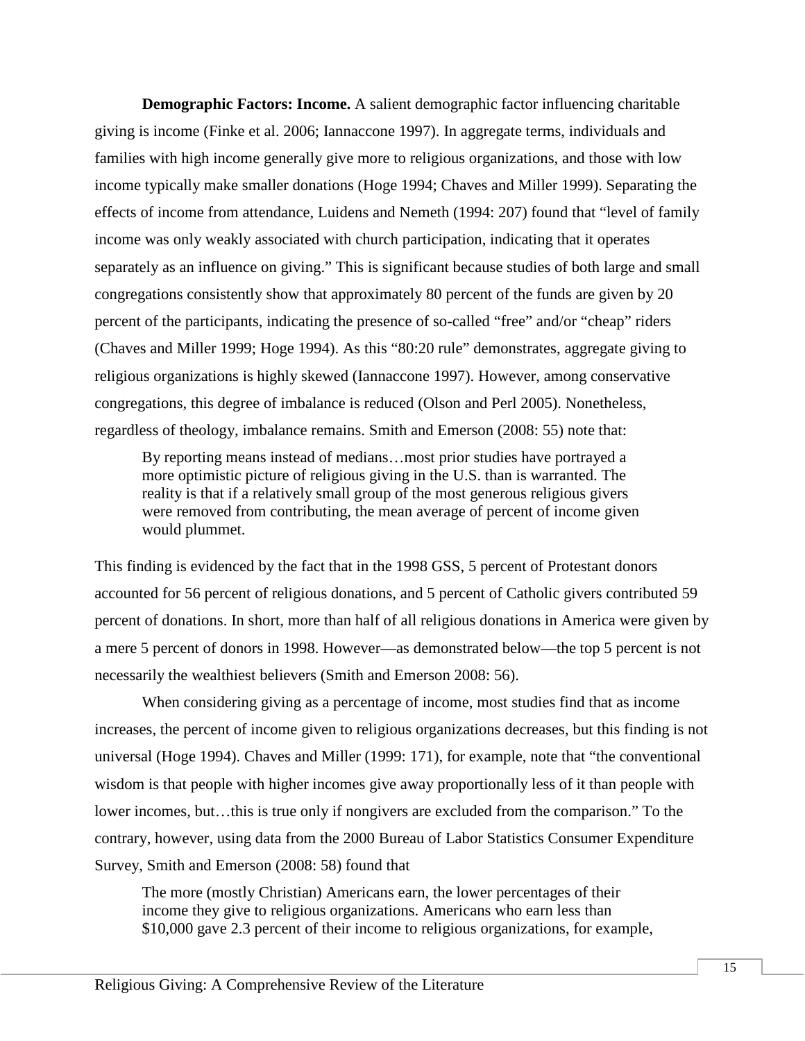**Demographic Factors: Income.** A salient demographic factor influencing charitable giving is income (Finke et al. 2006; Iannaccone 1997). In aggregate terms, individuals and families with high income generally give more to religious organizations, and those with low income typically make smaller donations (Hoge 1994; Chaves and Miller 1999). Separating the effects of income from attendance, Luidens and Nemeth (1994: 207) found that "level of family income was only weakly associated with church participation, indicating that it operates separately as an influence on giving." This is significant because studies of both large and small congregations consistently show that approximately 80 percent of the funds are given by 20 percent of the participants, indicating the presence of so-called "free" and/or "cheap" riders (Chaves and Miller 1999; Hoge 1994). As this "80:20 rule" demonstrates, aggregate giving to religious organizations is highly skewed (Iannaccone 1997). However, among conservative congregations, this degree of imbalance is reduced (Olson and Perl 2005). Nonetheless, regardless of theology, imbalance remains. Smith and Emerson (2008: 55) note that:

> By reporting means instead of medians…most prior studies have portrayed a more optimistic picture of religious giving in the U.S. than is warranted. The reality is that if a relatively small group of the most generous religious givers were removed from contributing, the mean average of percent of income given would plummet.

This finding is evidenced by the fact that in the 1998 GSS, 5 percent of Protestant donors accounted for 56 percent of religious donations, and 5 percent of Catholic givers contributed 59 percent of donations. In short, more than half of all religious donations in America were given by a mere 5 percent of donors in 1998. However—as demonstrated below—the top 5 percent is not necessarily the wealthiest believers (Smith and Emerson 2008: 56).

When considering giving as a percentage of income, most studies find that as income increases, the percent of income given to religious organizations decreases, but this finding is not universal (Hoge 1994). Chaves and Miller (1999: 171), for example, note that "the conventional wisdom is that people with higher incomes give away proportionally less of it than people with lower incomes, but…this is true only if nongivers are excluded from the comparison." To the contrary, however, using data from the 2000 Bureau of Labor Statistics Consumer Expenditure Survey, Smith and Emerson (2008: 58) found that

> The more (mostly Christian) Americans earn, the lower percentages of their income they give to religious organizations. Americans who earn less than $10,000 gave 2.3 percent of their income to religious organizations, for example,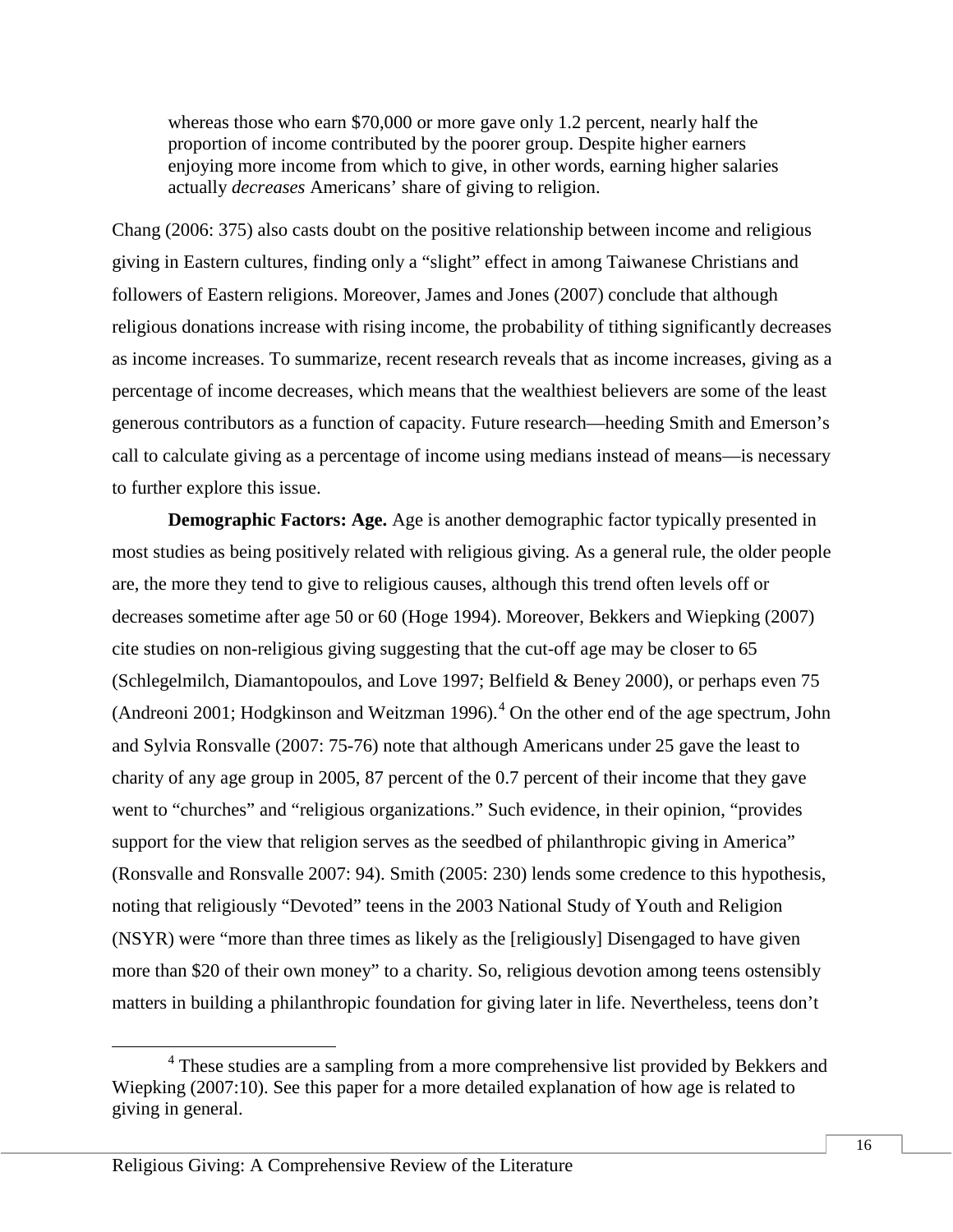> whereas those who earn $70,000 or more gave only 1.2 percent, nearly half the proportion of income contributed by the poorer group. Despite higher earners enjoying more income from which to give, in other words, earning higher salaries actually *decreases* Americans' share of giving to religion.

Chang (2006: 375) also casts doubt on the positive relationship between income and religious giving in Eastern cultures, finding only a "slight" effect in among Taiwanese Christians and followers of Eastern religions. Moreover, James and Jones (2007) conclude that although religious donations increase with rising income, the probability of tithing significantly decreases as income increases. To summarize, recent research reveals that as income increases, giving as a percentage of income decreases, which means that the wealthiest believers are some of the least generous contributors as a function of capacity. Future research—heeding Smith and Emerson's call to calculate giving as a percentage of income using medians instead of means—is necessary to further explore this issue.

**Demographic Factors: Age.** Age is another demographic factor typically presented in most studies as being positively related with religious giving. As a general rule, the older people are, the more they tend to give to religious causes, although this trend often levels off or decreases sometime after age 50 or 60 (Hoge 1994). Moreover, Bekkers and Wiepking (2007) cite studies on non-religious giving suggesting that the cut-off age may be closer to 65 (Schlegelmilch, Diamantopoulos, and Love 1997; Belfield & Beney 2000), or perhaps even 75 (Andreoni 2001; Hodgkinson and Weitzman 1996).[4] On the other end of the age spectrum, John and Sylvia Ronsvalle (2007: 75-76) note that although Americans under 25 gave the least to charity of any age group in 2005, 87 percent of the 0.7 percent of their income that they gave went to "churches" and "religious organizations." Such evidence, in their opinion, "provides support for the view that religion serves as the seedbed of philanthropic giving in America" (Ronsvalle and Ronsvalle 2007: 94). Smith (2005: 230) lends some credence to this hypothesis, noting that religiously "Devoted" teens in the 2003 National Study of Youth and Religion (NSYR) were "more than three times as likely as the [religiously] Disengaged to have given more than $20 of their own money" to a charity. So, religious devotion among teens ostensibly matters in building a philanthropic foundation for giving later in life. Nevertheless, teens don't

---

[4] These studies are a sampling from a more comprehensive list provided by Bekkers and Wiepking (2007:10). See this paper for a more detailed explanation of how age is related to giving in general.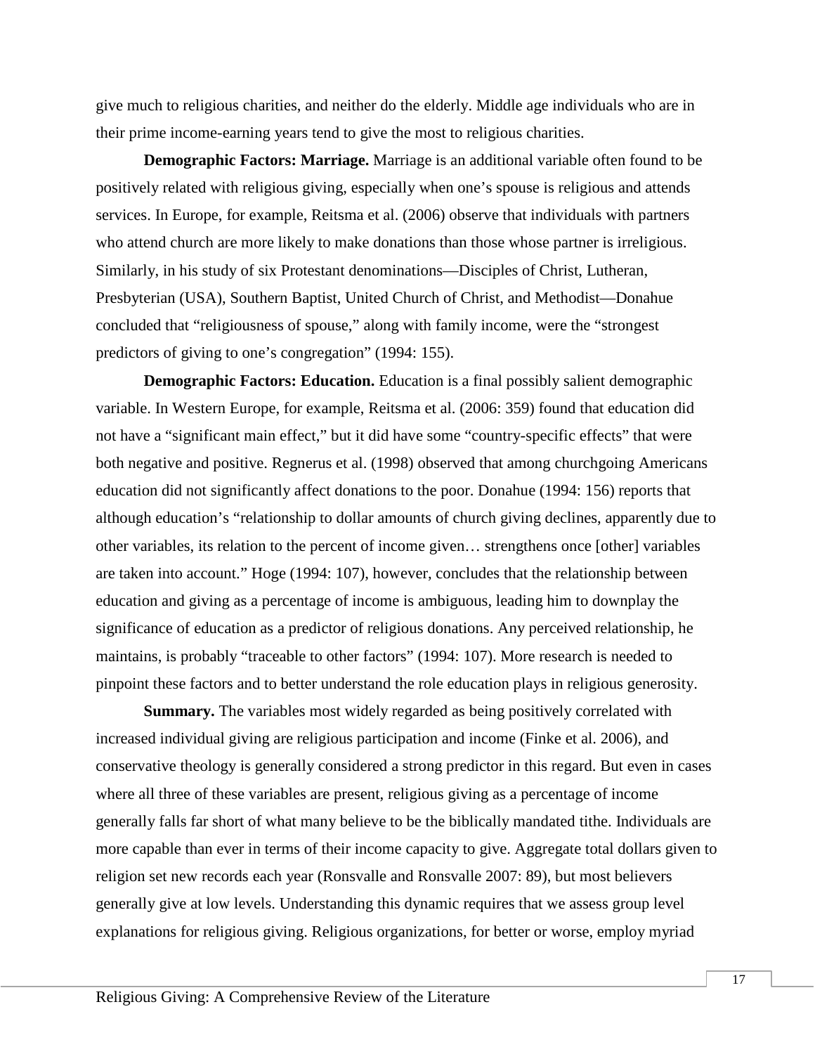give much to religious charities, and neither do the elderly. Middle age individuals who are in their prime income-earning years tend to give the most to religious charities.

**Demographic Factors: Marriage.** Marriage is an additional variable often found to be positively related with religious giving, especially when one's spouse is religious and attends services. In Europe, for example, Reitsma et al. (2006) observe that individuals with partners who attend church are more likely to make donations than those whose partner is irreligious. Similarly, in his study of six Protestant denominations—Disciples of Christ, Lutheran, Presbyterian (USA), Southern Baptist, United Church of Christ, and Methodist—Donahue concluded that "religiousness of spouse," along with family income, were the "strongest predictors of giving to one's congregation" (1994: 155).

**Demographic Factors: Education.** Education is a final possibly salient demographic variable. In Western Europe, for example, Reitsma et al. (2006: 359) found that education did not have a "significant main effect," but it did have some "country-specific effects" that were both negative and positive. Regnerus et al. (1998) observed that among churchgoing Americans education did not significantly affect donations to the poor. Donahue (1994: 156) reports that although education's "relationship to dollar amounts of church giving declines, apparently due to other variables, its relation to the percent of income given… strengthens once [other] variables are taken into account." Hoge (1994: 107), however, concludes that the relationship between education and giving as a percentage of income is ambiguous, leading him to downplay the significance of education as a predictor of religious donations. Any perceived relationship, he maintains, is probably "traceable to other factors" (1994: 107). More research is needed to pinpoint these factors and to better understand the role education plays in religious generosity.

**Summary.** The variables most widely regarded as being positively correlated with increased individual giving are religious participation and income (Finke et al. 2006), and conservative theology is generally considered a strong predictor in this regard. But even in cases where all three of these variables are present, religious giving as a percentage of income generally falls far short of what many believe to be the biblically mandated tithe. Individuals are more capable than ever in terms of their income capacity to give. Aggregate total dollars given to religion set new records each year (Ronsvalle and Ronsvalle 2007: 89), but most believers generally give at low levels. Understanding this dynamic requires that we assess group level explanations for religious giving. Religious organizations, for better or worse, employ myriad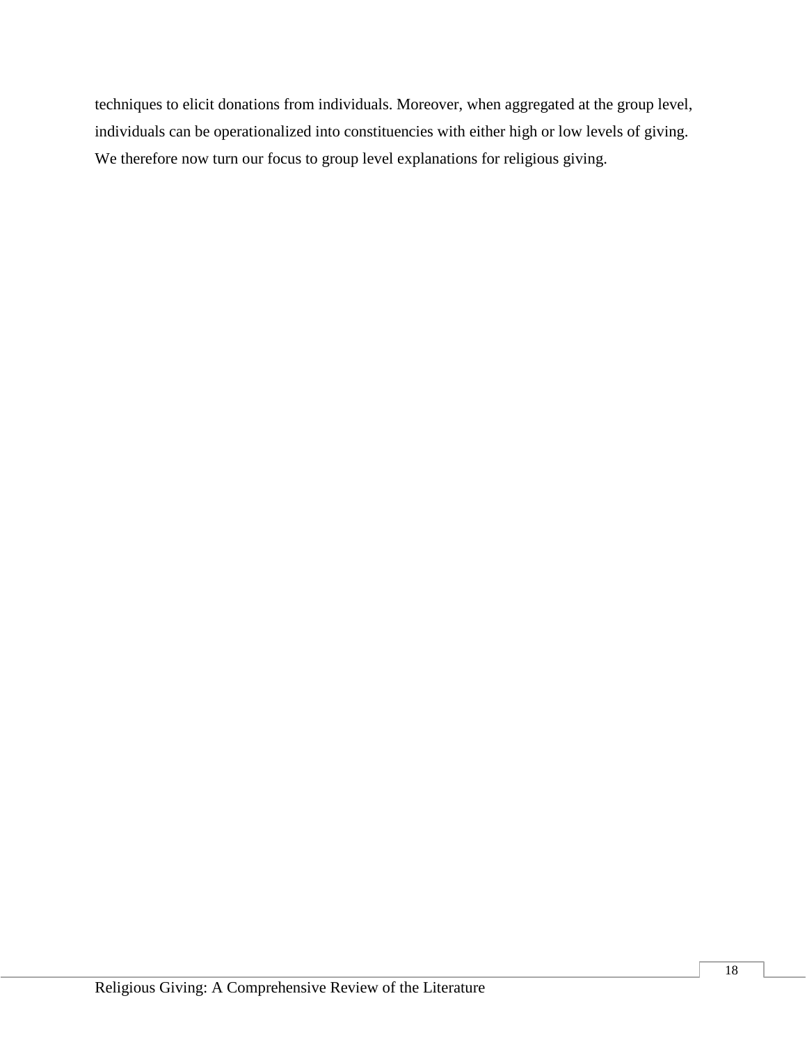techniques to elicit donations from individuals. Moreover, when aggregated at the group level, individuals can be operationalized into constituencies with either high or low levels of giving. We therefore now turn our focus to group level explanations for religious giving.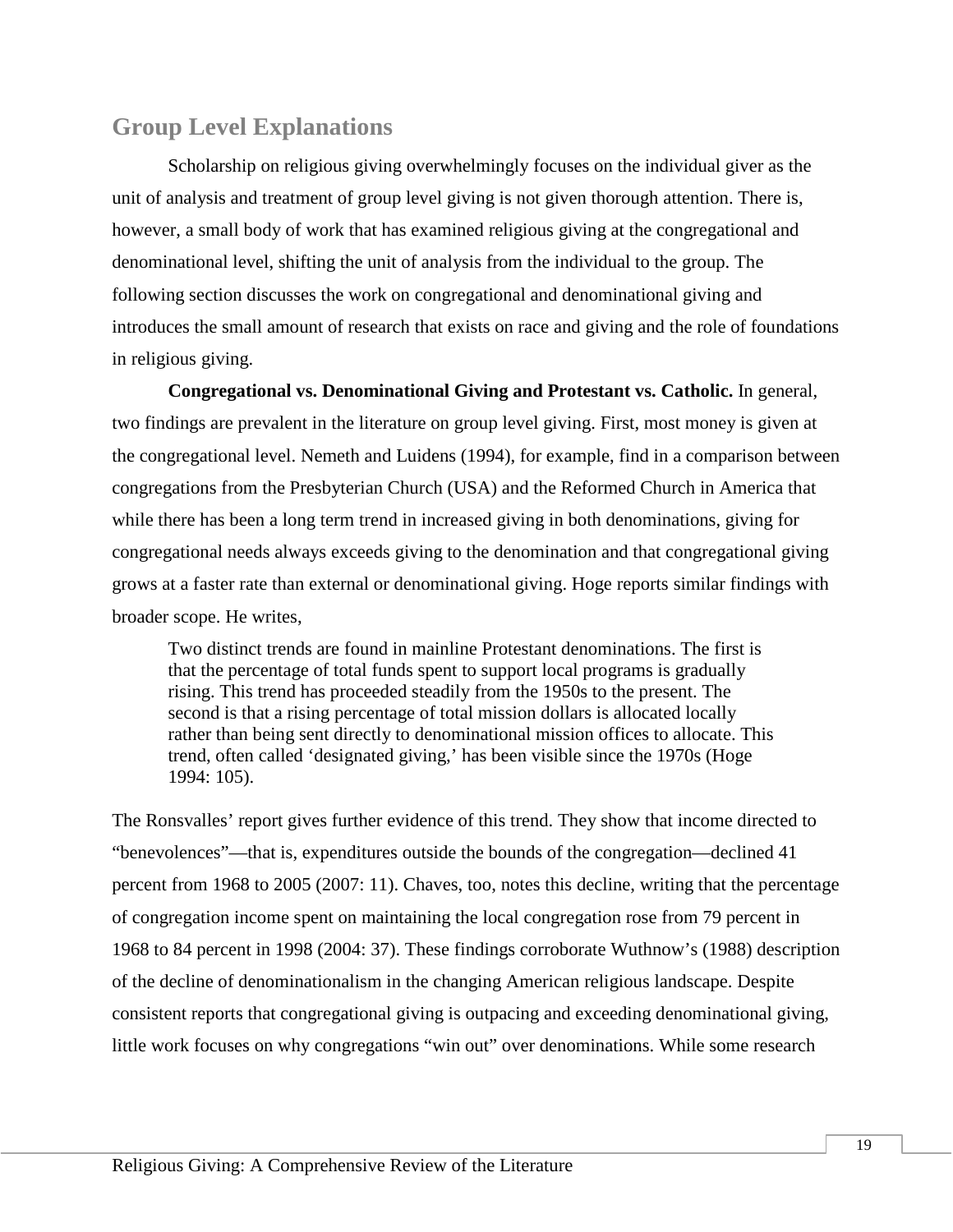## Group Level Explanations

Scholarship on religious giving overwhelmingly focuses on the individual giver as the unit of analysis and treatment of group level giving is not given thorough attention. There is, however, a small body of work that has examined religious giving at the congregational and denominational level, shifting the unit of analysis from the individual to the group. The following section discusses the work on congregational and denominational giving and introduces the small amount of research that exists on race and giving and the role of foundations in religious giving.

**Congregational vs. Denominational Giving and Protestant vs. Catholic.** In general, two findings are prevalent in the literature on group level giving. First, most money is given at the congregational level. Nemeth and Luidens (1994), for example, find in a comparison between congregations from the Presbyterian Church (USA) and the Reformed Church in America that while there has been a long term trend in increased giving in both denominations, giving for congregational needs always exceeds giving to the denomination and that congregational giving grows at a faster rate than external or denominational giving. Hoge reports similar findings with broader scope. He writes,

> Two distinct trends are found in mainline Protestant denominations. The first is that the percentage of total funds spent to support local programs is gradually rising. This trend has proceeded steadily from the 1950s to the present. The second is that a rising percentage of total mission dollars is allocated locally rather than being sent directly to denominational mission offices to allocate. This trend, often called 'designated giving,' has been visible since the 1970s (Hoge 1994: 105).

The Ronsvalles' report gives further evidence of this trend. They show that income directed to "benevolences"—that is, expenditures outside the bounds of the congregation—declined 41 percent from 1968 to 2005 (2007: 11). Chaves, too, notes this decline, writing that the percentage of congregation income spent on maintaining the local congregation rose from 79 percent in 1968 to 84 percent in 1998 (2004: 37). These findings corroborate Wuthnow's (1988) description of the decline of denominationalism in the changing American religious landscape. Despite consistent reports that congregational giving is outpacing and exceeding denominational giving, little work focuses on why congregations "win out" over denominations. While some research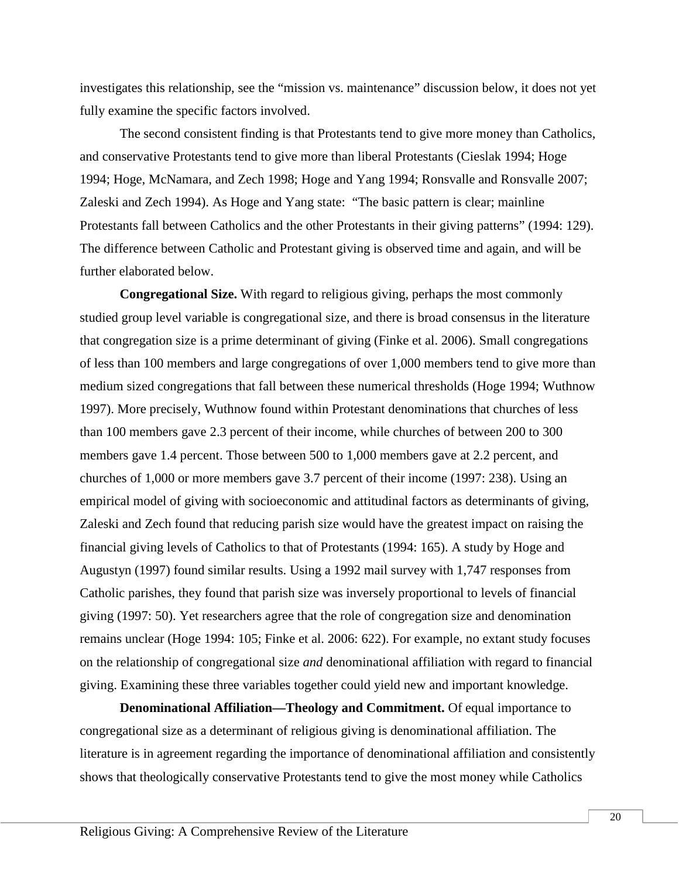investigates this relationship, see the "mission vs. maintenance" discussion below, it does not yet fully examine the specific factors involved.

The second consistent finding is that Protestants tend to give more money than Catholics, and conservative Protestants tend to give more than liberal Protestants (Cieslak 1994; Hoge 1994; Hoge, McNamara, and Zech 1998; Hoge and Yang 1994; Ronsvalle and Ronsvalle 2007; Zaleski and Zech 1994). As Hoge and Yang state: "The basic pattern is clear; mainline Protestants fall between Catholics and the other Protestants in their giving patterns" (1994: 129). The difference between Catholic and Protestant giving is observed time and again, and will be further elaborated below.

**Congregational Size.** With regard to religious giving, perhaps the most commonly studied group level variable is congregational size, and there is broad consensus in the literature that congregation size is a prime determinant of giving (Finke et al. 2006). Small congregations of less than 100 members and large congregations of over 1,000 members tend to give more than medium sized congregations that fall between these numerical thresholds (Hoge 1994; Wuthnow 1997). More precisely, Wuthnow found within Protestant denominations that churches of less than 100 members gave 2.3 percent of their income, while churches of between 200 to 300 members gave 1.4 percent. Those between 500 to 1,000 members gave at 2.2 percent, and churches of 1,000 or more members gave 3.7 percent of their income (1997: 238). Using an empirical model of giving with socioeconomic and attitudinal factors as determinants of giving, Zaleski and Zech found that reducing parish size would have the greatest impact on raising the financial giving levels of Catholics to that of Protestants (1994: 165). A study by Hoge and Augustyn (1997) found similar results. Using a 1992 mail survey with 1,747 responses from Catholic parishes, they found that parish size was inversely proportional to levels of financial giving (1997: 50). Yet researchers agree that the role of congregation size and denomination remains unclear (Hoge 1994: 105; Finke et al. 2006: 622). For example, no extant study focuses on the relationship of congregational size *and* denominational affiliation with regard to financial giving. Examining these three variables together could yield new and important knowledge.

**Denominational Affiliation—Theology and Commitment.** Of equal importance to congregational size as a determinant of religious giving is denominational affiliation. The literature is in agreement regarding the importance of denominational affiliation and consistently shows that theologically conservative Protestants tend to give the most money while Catholics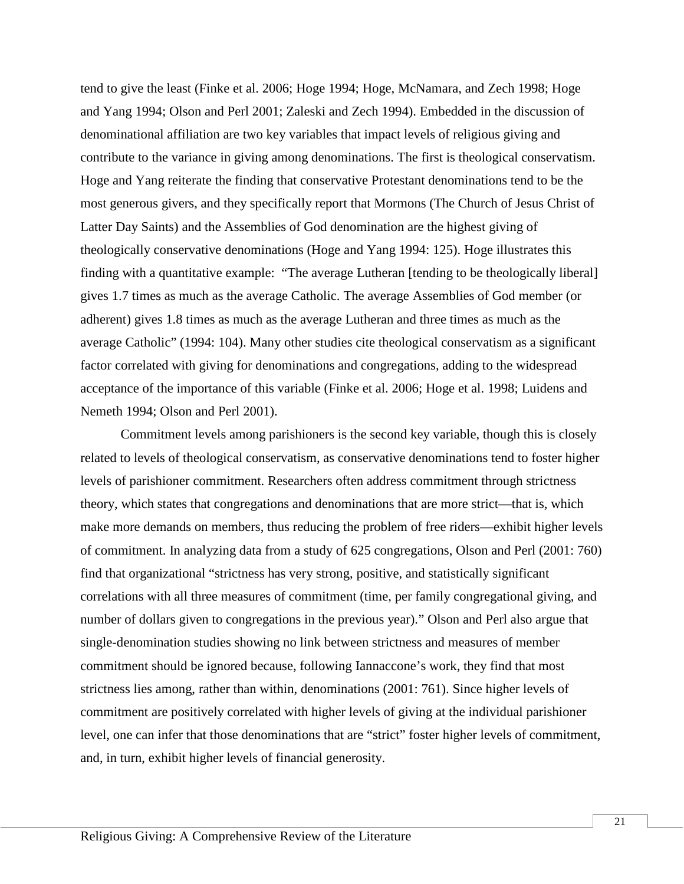tend to give the least (Finke et al. 2006; Hoge 1994; Hoge, McNamara, and Zech 1998; Hoge and Yang 1994; Olson and Perl 2001; Zaleski and Zech 1994). Embedded in the discussion of denominational affiliation are two key variables that impact levels of religious giving and contribute to the variance in giving among denominations. The first is theological conservatism. Hoge and Yang reiterate the finding that conservative Protestant denominations tend to be the most generous givers, and they specifically report that Mormons (The Church of Jesus Christ of Latter Day Saints) and the Assemblies of God denomination are the highest giving of theologically conservative denominations (Hoge and Yang 1994: 125). Hoge illustrates this finding with a quantitative example: "The average Lutheran [tending to be theologically liberal] gives 1.7 times as much as the average Catholic. The average Assemblies of God member (or adherent) gives 1.8 times as much as the average Lutheran and three times as much as the average Catholic" (1994: 104). Many other studies cite theological conservatism as a significant factor correlated with giving for denominations and congregations, adding to the widespread acceptance of the importance of this variable (Finke et al. 2006; Hoge et al. 1998; Luidens and Nemeth 1994; Olson and Perl 2001).

Commitment levels among parishioners is the second key variable, though this is closely related to levels of theological conservatism, as conservative denominations tend to foster higher levels of parishioner commitment. Researchers often address commitment through strictness theory, which states that congregations and denominations that are more strict—that is, which make more demands on members, thus reducing the problem of free riders—exhibit higher levels of commitment. In analyzing data from a study of 625 congregations, Olson and Perl (2001: 760) find that organizational "strictness has very strong, positive, and statistically significant correlations with all three measures of commitment (time, per family congregational giving, and number of dollars given to congregations in the previous year)." Olson and Perl also argue that single-denomination studies showing no link between strictness and measures of member commitment should be ignored because, following Iannaccone's work, they find that most strictness lies among, rather than within, denominations (2001: 761). Since higher levels of commitment are positively correlated with higher levels of giving at the individual parishioner level, one can infer that those denominations that are "strict" foster higher levels of commitment, and, in turn, exhibit higher levels of financial generosity.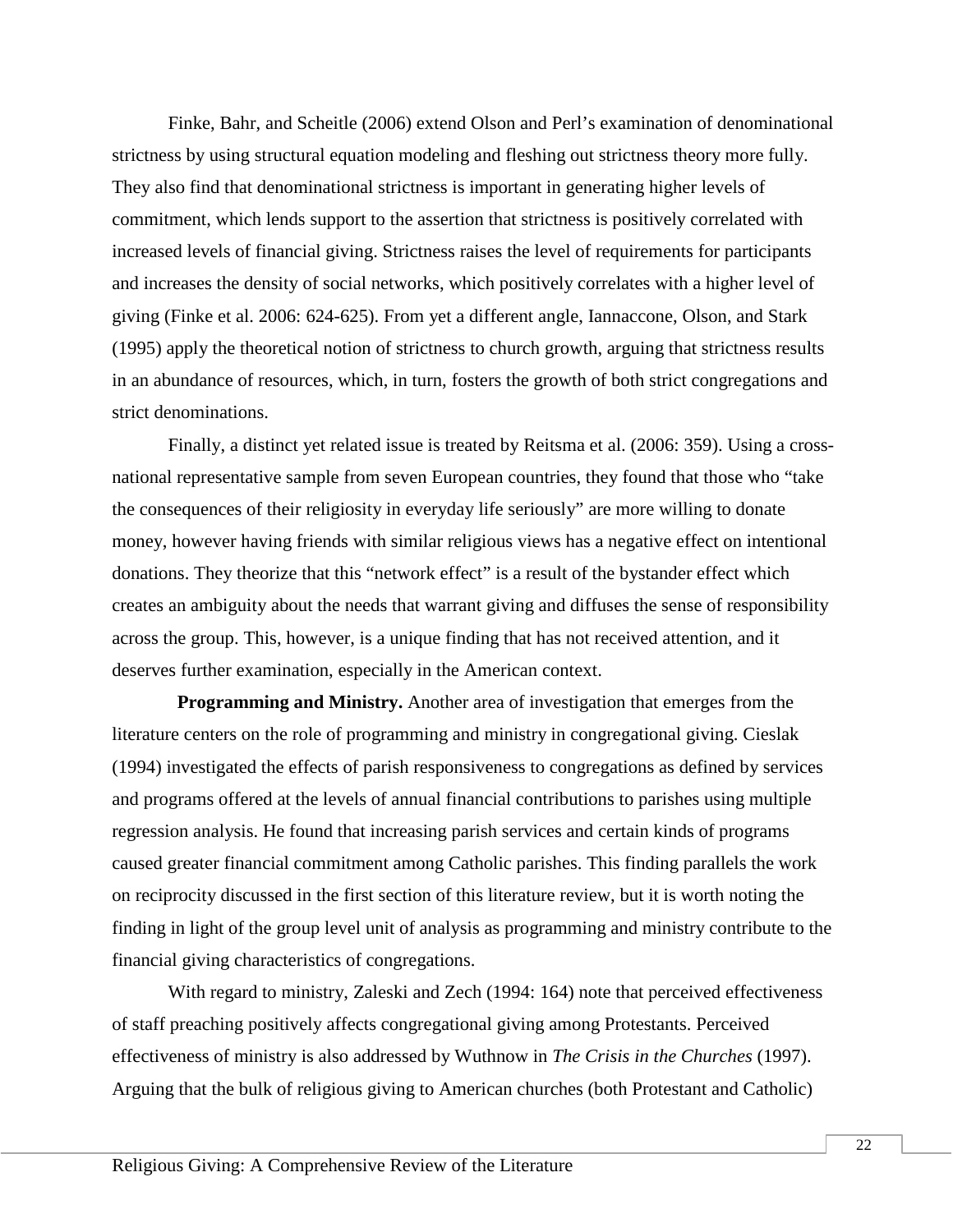Finke, Bahr, and Scheitle (2006) extend Olson and Perl's examination of denominational strictness by using structural equation modeling and fleshing out strictness theory more fully. They also find that denominational strictness is important in generating higher levels of commitment, which lends support to the assertion that strictness is positively correlated with increased levels of financial giving. Strictness raises the level of requirements for participants and increases the density of social networks, which positively correlates with a higher level of giving (Finke et al. 2006: 624-625). From yet a different angle, Iannaccone, Olson, and Stark (1995) apply the theoretical notion of strictness to church growth, arguing that strictness results in an abundance of resources, which, in turn, fosters the growth of both strict congregations and strict denominations.

Finally, a distinct yet related issue is treated by Reitsma et al. (2006: 359). Using a cross-national representative sample from seven European countries, they found that those who "take the consequences of their religiosity in everyday life seriously" are more willing to donate money, however having friends with similar religious views has a negative effect on intentional donations. They theorize that this "network effect" is a result of the bystander effect which creates an ambiguity about the needs that warrant giving and diffuses the sense of responsibility across the group. This, however, is a unique finding that has not received attention, and it deserves further examination, especially in the American context.

**Programming and Ministry.** Another area of investigation that emerges from the literature centers on the role of programming and ministry in congregational giving. Cieslak (1994) investigated the effects of parish responsiveness to congregations as defined by services and programs offered at the levels of annual financial contributions to parishes using multiple regression analysis. He found that increasing parish services and certain kinds of programs caused greater financial commitment among Catholic parishes. This finding parallels the work on reciprocity discussed in the first section of this literature review, but it is worth noting the finding in light of the group level unit of analysis as programming and ministry contribute to the financial giving characteristics of congregations.

With regard to ministry, Zaleski and Zech (1994: 164) note that perceived effectiveness of staff preaching positively affects congregational giving among Protestants. Perceived effectiveness of ministry is also addressed by Wuthnow in *The Crisis in the Churches* (1997). Arguing that the bulk of religious giving to American churches (both Protestant and Catholic)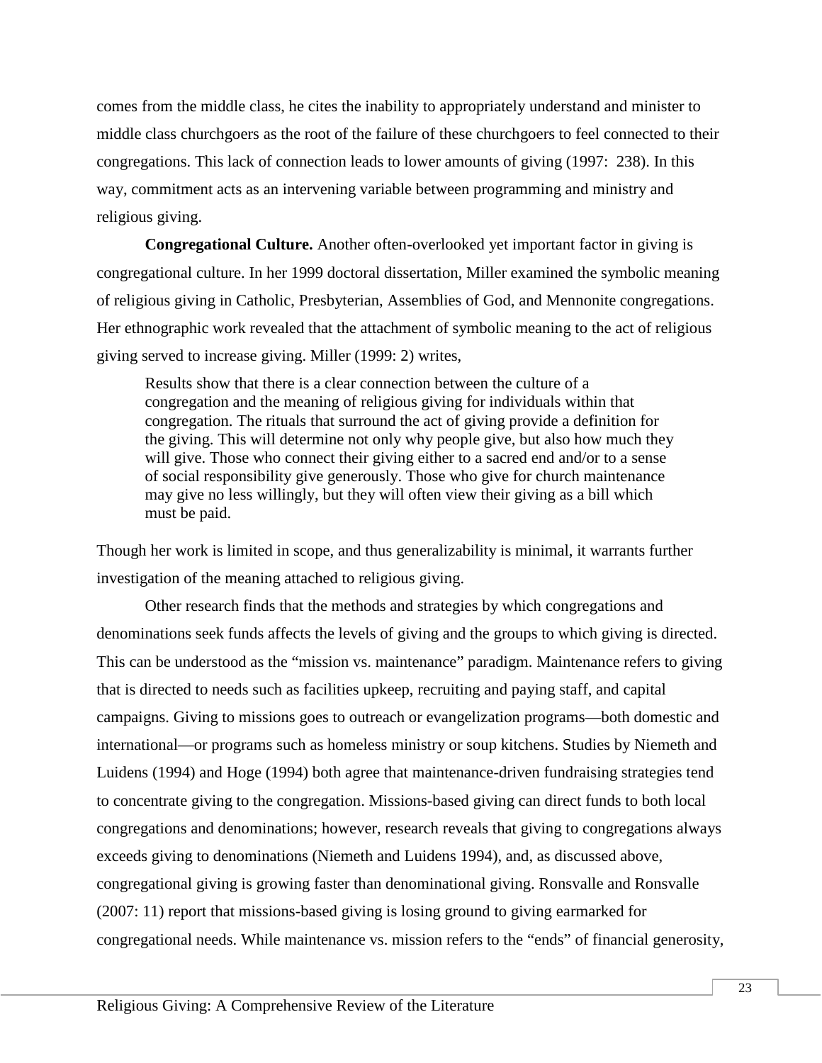comes from the middle class, he cites the inability to appropriately understand and minister to middle class churchgoers as the root of the failure of these churchgoers to feel connected to their congregations. This lack of connection leads to lower amounts of giving (1997: 238). In this way, commitment acts as an intervening variable between programming and ministry and religious giving.

**Congregational Culture.** Another often-overlooked yet important factor in giving is congregational culture. In her 1999 doctoral dissertation, Miller examined the symbolic meaning of religious giving in Catholic, Presbyterian, Assemblies of God, and Mennonite congregations. Her ethnographic work revealed that the attachment of symbolic meaning to the act of religious giving served to increase giving. Miller (1999: 2) writes,

> Results show that there is a clear connection between the culture of a congregation and the meaning of religious giving for individuals within that congregation. The rituals that surround the act of giving provide a definition for the giving. This will determine not only why people give, but also how much they will give. Those who connect their giving either to a sacred end and/or to a sense of social responsibility give generously. Those who give for church maintenance may give no less willingly, but they will often view their giving as a bill which must be paid.

Though her work is limited in scope, and thus generalizability is minimal, it warrants further investigation of the meaning attached to religious giving.

Other research finds that the methods and strategies by which congregations and denominations seek funds affects the levels of giving and the groups to which giving is directed. This can be understood as the "mission vs. maintenance" paradigm. Maintenance refers to giving that is directed to needs such as facilities upkeep, recruiting and paying staff, and capital campaigns. Giving to missions goes to outreach or evangelization programs—both domestic and international—or programs such as homeless ministry or soup kitchens. Studies by Niemeth and Luidens (1994) and Hoge (1994) both agree that maintenance-driven fundraising strategies tend to concentrate giving to the congregation. Missions-based giving can direct funds to both local congregations and denominations; however, research reveals that giving to congregations always exceeds giving to denominations (Niemeth and Luidens 1994), and, as discussed above, congregational giving is growing faster than denominational giving. Ronsvalle and Ronsvalle (2007: 11) report that missions-based giving is losing ground to giving earmarked for congregational needs. While maintenance vs. mission refers to the "ends" of financial generosity,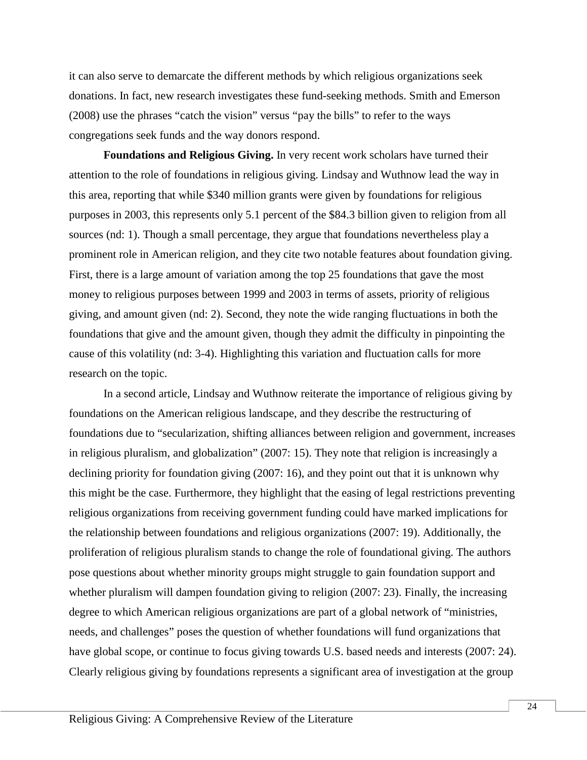it can also serve to demarcate the different methods by which religious organizations seek donations. In fact, new research investigates these fund-seeking methods. Smith and Emerson (2008) use the phrases "catch the vision" versus "pay the bills" to refer to the ways congregations seek funds and the way donors respond.

**Foundations and Religious Giving.** In very recent work scholars have turned their attention to the role of foundations in religious giving. Lindsay and Wuthnow lead the way in this area, reporting that while $340 million grants were given by foundations for religious purposes in 2003, this represents only 5.1 percent of the $84.3 billion given to religion from all sources (nd: 1). Though a small percentage, they argue that foundations nevertheless play a prominent role in American religion, and they cite two notable features about foundation giving. First, there is a large amount of variation among the top 25 foundations that gave the most money to religious purposes between 1999 and 2003 in terms of assets, priority of religious giving, and amount given (nd: 2). Second, they note the wide ranging fluctuations in both the foundations that give and the amount given, though they admit the difficulty in pinpointing the cause of this volatility (nd: 3-4). Highlighting this variation and fluctuation calls for more research on the topic.

In a second article, Lindsay and Wuthnow reiterate the importance of religious giving by foundations on the American religious landscape, and they describe the restructuring of foundations due to "secularization, shifting alliances between religion and government, increases in religious pluralism, and globalization" (2007: 15). They note that religion is increasingly a declining priority for foundation giving (2007: 16), and they point out that it is unknown why this might be the case. Furthermore, they highlight that the easing of legal restrictions preventing religious organizations from receiving government funding could have marked implications for the relationship between foundations and religious organizations (2007: 19). Additionally, the proliferation of religious pluralism stands to change the role of foundational giving. The authors pose questions about whether minority groups might struggle to gain foundation support and whether pluralism will dampen foundation giving to religion (2007: 23). Finally, the increasing degree to which American religious organizations are part of a global network of "ministries, needs, and challenges" poses the question of whether foundations will fund organizations that have global scope, or continue to focus giving towards U.S. based needs and interests (2007: 24). Clearly religious giving by foundations represents a significant area of investigation at the group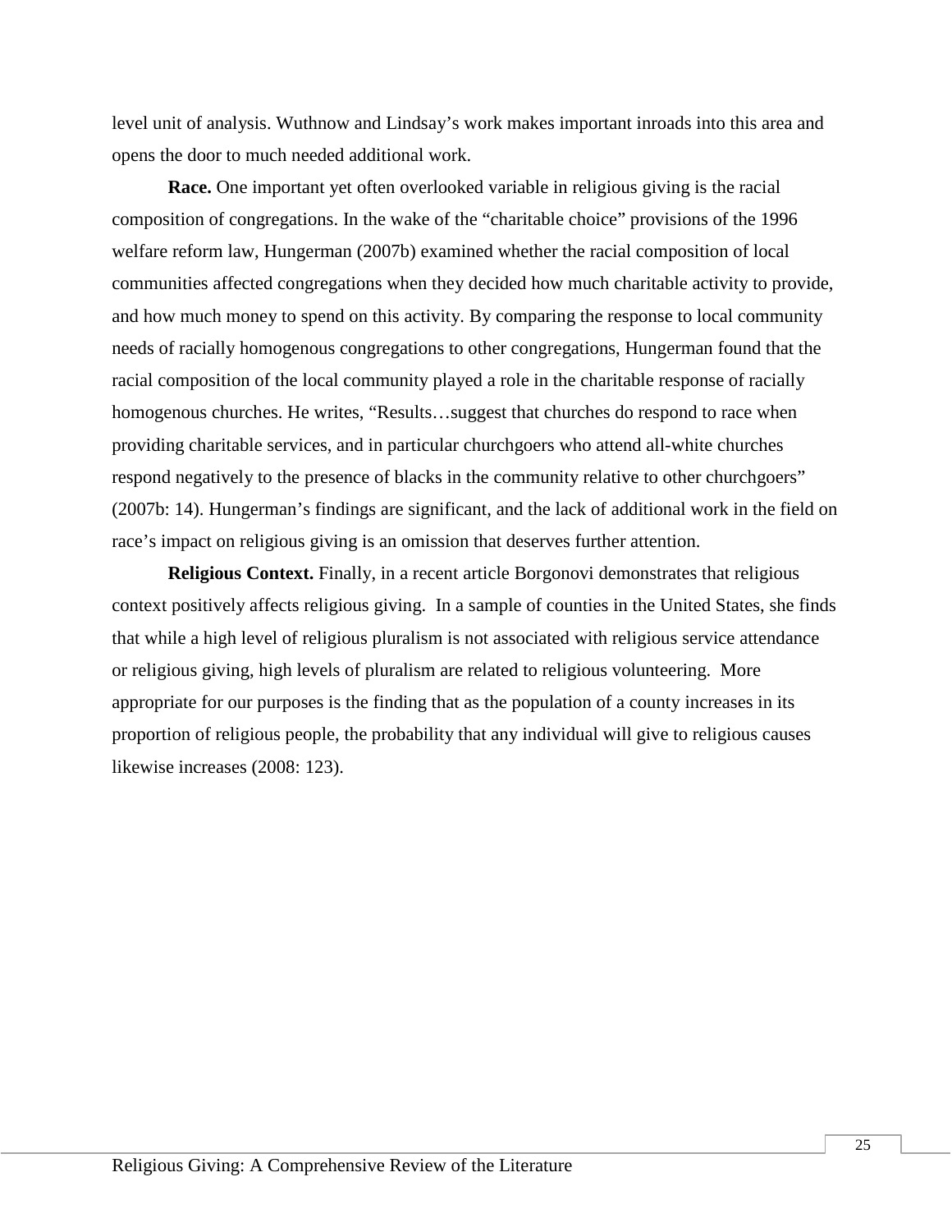level unit of analysis. Wuthnow and Lindsay's work makes important inroads into this area and opens the door to much needed additional work.

**Race.** One important yet often overlooked variable in religious giving is the racial composition of congregations. In the wake of the "charitable choice" provisions of the 1996 welfare reform law, Hungerman (2007b) examined whether the racial composition of local communities affected congregations when they decided how much charitable activity to provide, and how much money to spend on this activity. By comparing the response to local community needs of racially homogenous congregations to other congregations, Hungerman found that the racial composition of the local community played a role in the charitable response of racially homogenous churches. He writes, "Results…suggest that churches do respond to race when providing charitable services, and in particular churchgoers who attend all-white churches respond negatively to the presence of blacks in the community relative to other churchgoers" (2007b: 14). Hungerman's findings are significant, and the lack of additional work in the field on race's impact on religious giving is an omission that deserves further attention.

**Religious Context.** Finally, in a recent article Borgonovi demonstrates that religious context positively affects religious giving. In a sample of counties in the United States, she finds that while a high level of religious pluralism is not associated with religious service attendance or religious giving, high levels of pluralism are related to religious volunteering. More appropriate for our purposes is the finding that as the population of a county increases in its proportion of religious people, the probability that any individual will give to religious causes likewise increases (2008: 123).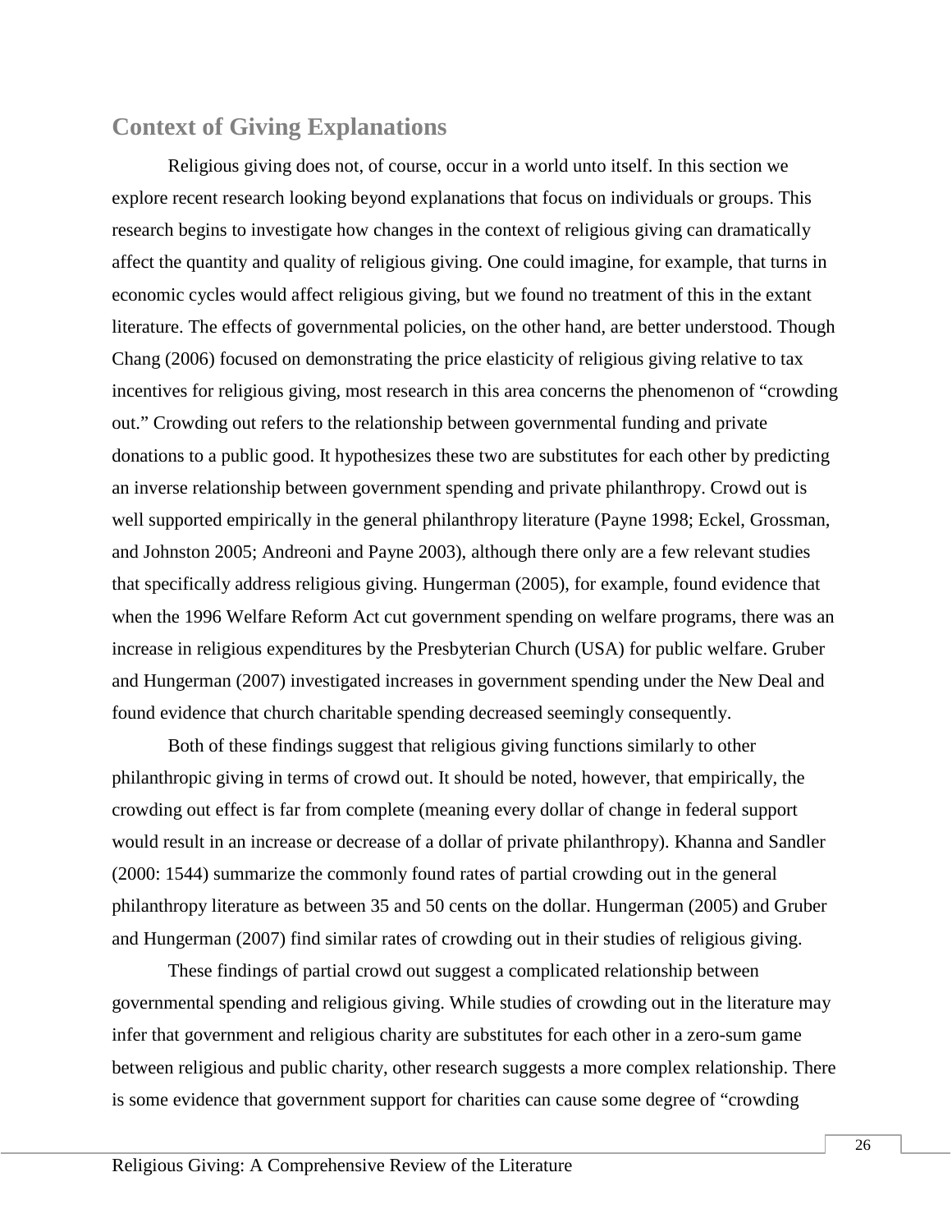## Context of Giving Explanations

Religious giving does not, of course, occur in a world unto itself. In this section we explore recent research looking beyond explanations that focus on individuals or groups. This research begins to investigate how changes in the context of religious giving can dramatically affect the quantity and quality of religious giving. One could imagine, for example, that turns in economic cycles would affect religious giving, but we found no treatment of this in the extant literature. The effects of governmental policies, on the other hand, are better understood. Though Chang (2006) focused on demonstrating the price elasticity of religious giving relative to tax incentives for religious giving, most research in this area concerns the phenomenon of "crowding out." Crowding out refers to the relationship between governmental funding and private donations to a public good. It hypothesizes these two are substitutes for each other by predicting an inverse relationship between government spending and private philanthropy. Crowd out is well supported empirically in the general philanthropy literature (Payne 1998; Eckel, Grossman, and Johnston 2005; Andreoni and Payne 2003), although there only are a few relevant studies that specifically address religious giving. Hungerman (2005), for example, found evidence that when the 1996 Welfare Reform Act cut government spending on welfare programs, there was an increase in religious expenditures by the Presbyterian Church (USA) for public welfare. Gruber and Hungerman (2007) investigated increases in government spending under the New Deal and found evidence that church charitable spending decreased seemingly consequently.

Both of these findings suggest that religious giving functions similarly to other philanthropic giving in terms of crowd out. It should be noted, however, that empirically, the crowding out effect is far from complete (meaning every dollar of change in federal support would result in an increase or decrease of a dollar of private philanthropy). Khanna and Sandler (2000: 1544) summarize the commonly found rates of partial crowding out in the general philanthropy literature as between 35 and 50 cents on the dollar. Hungerman (2005) and Gruber and Hungerman (2007) find similar rates of crowding out in their studies of religious giving.

These findings of partial crowd out suggest a complicated relationship between governmental spending and religious giving. While studies of crowding out in the literature may infer that government and religious charity are substitutes for each other in a zero-sum game between religious and public charity, other research suggests a more complex relationship. There is some evidence that government support for charities can cause some degree of "crowding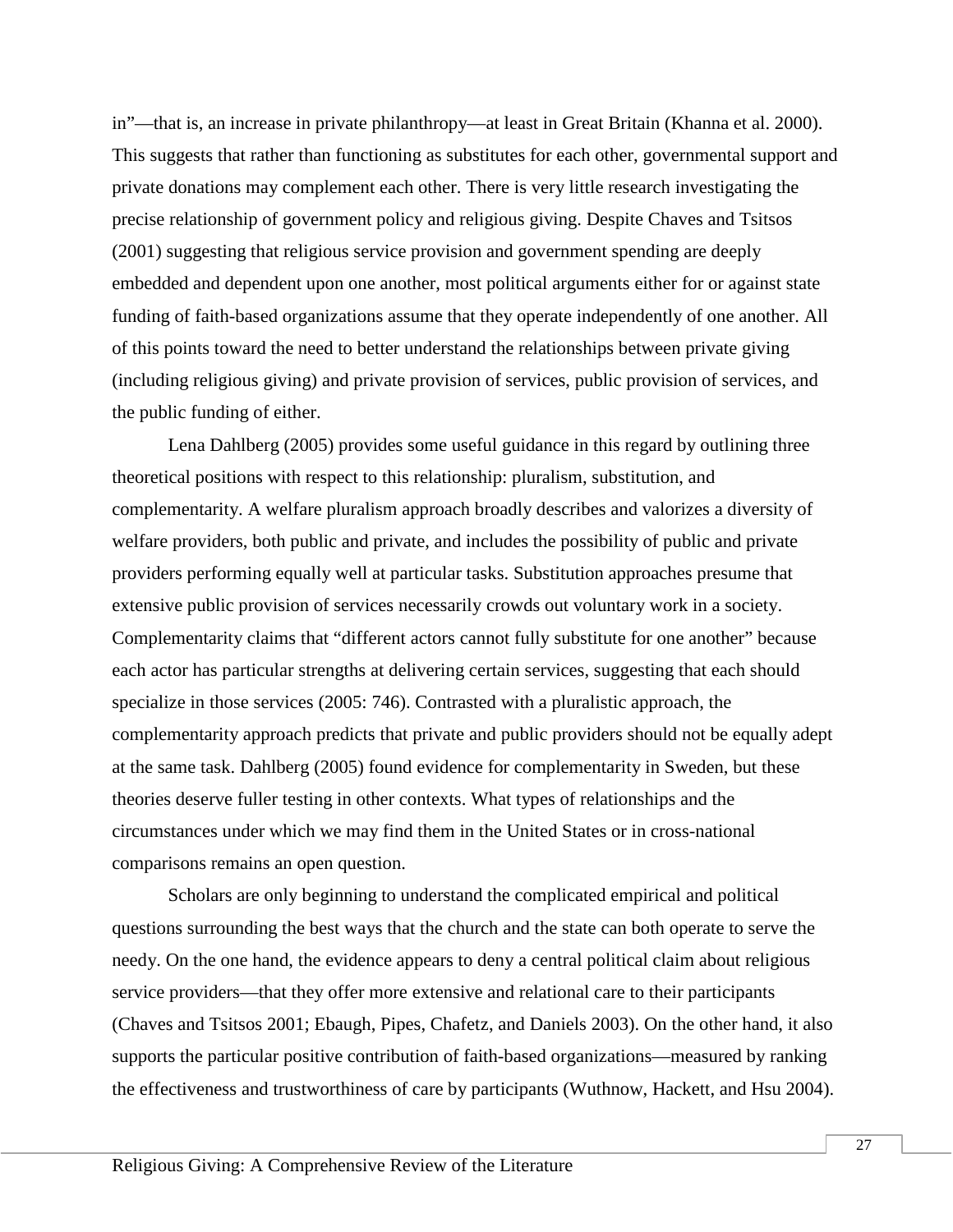in"—that is, an increase in private philanthropy—at least in Great Britain (Khanna et al. 2000). This suggests that rather than functioning as substitutes for each other, governmental support and private donations may complement each other. There is very little research investigating the precise relationship of government policy and religious giving. Despite Chaves and Tsitsos (2001) suggesting that religious service provision and government spending are deeply embedded and dependent upon one another, most political arguments either for or against state funding of faith-based organizations assume that they operate independently of one another. All of this points toward the need to better understand the relationships between private giving (including religious giving) and private provision of services, public provision of services, and the public funding of either.

Lena Dahlberg (2005) provides some useful guidance in this regard by outlining three theoretical positions with respect to this relationship: pluralism, substitution, and complementarity. A welfare pluralism approach broadly describes and valorizes a diversity of welfare providers, both public and private, and includes the possibility of public and private providers performing equally well at particular tasks. Substitution approaches presume that extensive public provision of services necessarily crowds out voluntary work in a society. Complementarity claims that "different actors cannot fully substitute for one another" because each actor has particular strengths at delivering certain services, suggesting that each should specialize in those services (2005: 746). Contrasted with a pluralistic approach, the complementarity approach predicts that private and public providers should not be equally adept at the same task. Dahlberg (2005) found evidence for complementarity in Sweden, but these theories deserve fuller testing in other contexts. What types of relationships and the circumstances under which we may find them in the United States or in cross-national comparisons remains an open question.

Scholars are only beginning to understand the complicated empirical and political questions surrounding the best ways that the church and the state can both operate to serve the needy. On the one hand, the evidence appears to deny a central political claim about religious service providers—that they offer more extensive and relational care to their participants (Chaves and Tsitsos 2001; Ebaugh, Pipes, Chafetz, and Daniels 2003). On the other hand, it also supports the particular positive contribution of faith-based organizations—measured by ranking the effectiveness and trustworthiness of care by participants (Wuthnow, Hackett, and Hsu 2004).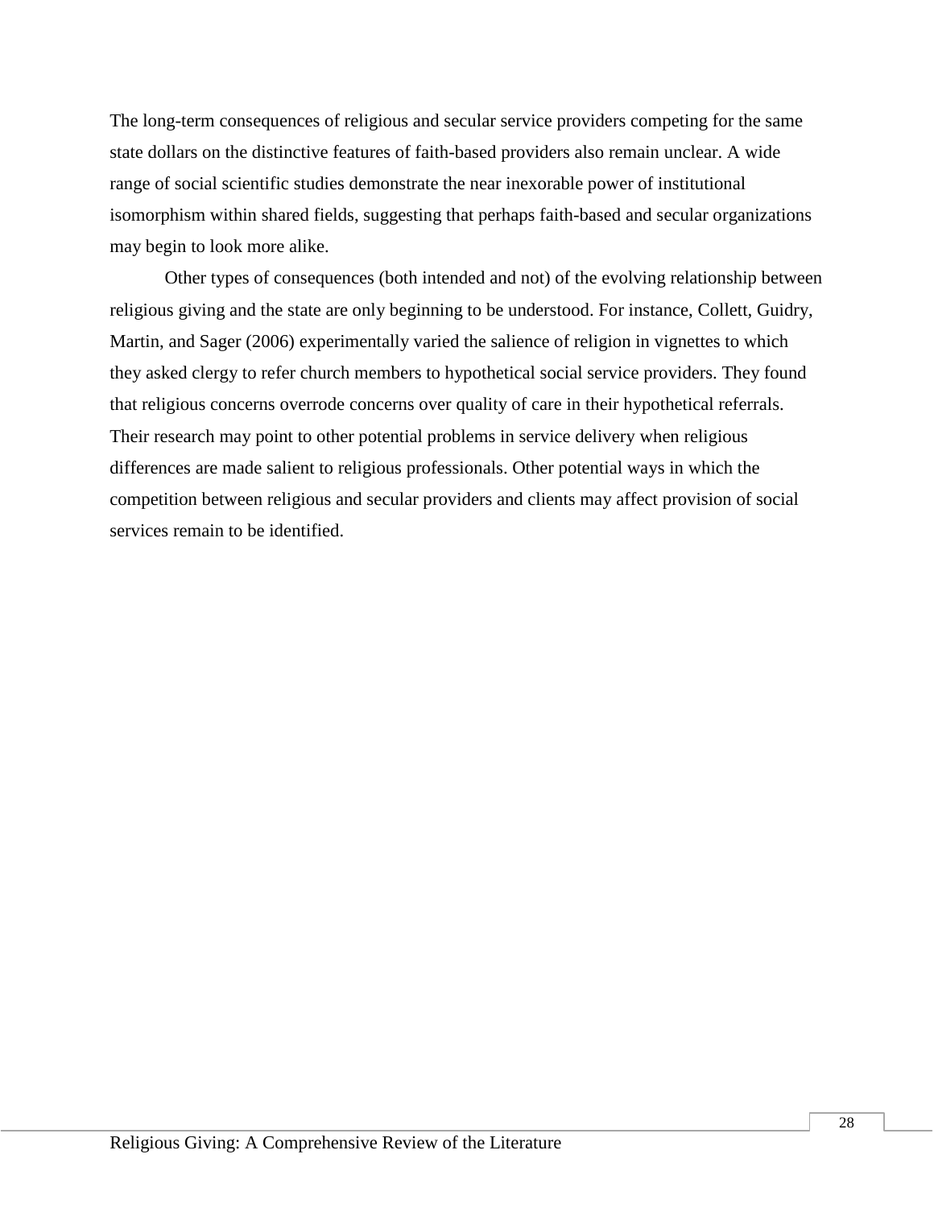The long-term consequences of religious and secular service providers competing for the same state dollars on the distinctive features of faith-based providers also remain unclear. A wide range of social scientific studies demonstrate the near inexorable power of institutional isomorphism within shared fields, suggesting that perhaps faith-based and secular organizations may begin to look more alike.

Other types of consequences (both intended and not) of the evolving relationship between religious giving and the state are only beginning to be understood. For instance, Collett, Guidry, Martin, and Sager (2006) experimentally varied the salience of religion in vignettes to which they asked clergy to refer church members to hypothetical social service providers. They found that religious concerns overrode concerns over quality of care in their hypothetical referrals. Their research may point to other potential problems in service delivery when religious differences are made salient to religious professionals. Other potential ways in which the competition between religious and secular providers and clients may affect provision of social services remain to be identified.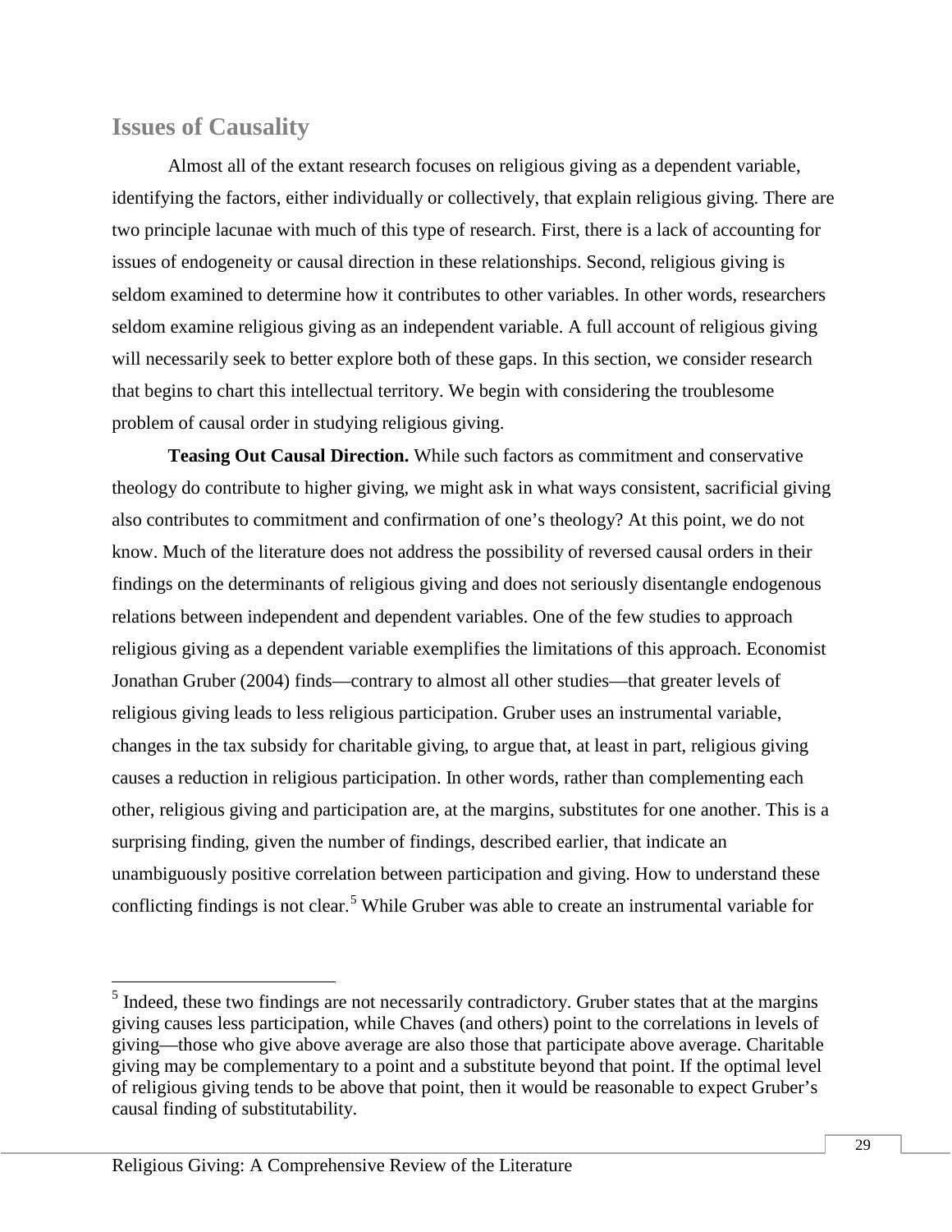## Issues of Causality

Almost all of the extant research focuses on religious giving as a dependent variable, identifying the factors, either individually or collectively, that explain religious giving. There are two principle lacunae with much of this type of research. First, there is a lack of accounting for issues of endogeneity or causal direction in these relationships. Second, religious giving is seldom examined to determine how it contributes to other variables. In other words, researchers seldom examine religious giving as an independent variable. A full account of religious giving will necessarily seek to better explore both of these gaps. In this section, we consider research that begins to chart this intellectual territory. We begin with considering the troublesome problem of causal order in studying religious giving.

**Teasing Out Causal Direction.** While such factors as commitment and conservative theology do contribute to higher giving, we might ask in what ways consistent, sacrificial giving also contributes to commitment and confirmation of one's theology? At this point, we do not know. Much of the literature does not address the possibility of reversed causal orders in their findings on the determinants of religious giving and does not seriously disentangle endogenous relations between independent and dependent variables. One of the few studies to approach religious giving as a dependent variable exemplifies the limitations of this approach. Economist Jonathan Gruber (2004) finds—contrary to almost all other studies—that greater levels of religious giving leads to less religious participation. Gruber uses an instrumental variable, changes in the tax subsidy for charitable giving, to argue that, at least in part, religious giving causes a reduction in religious participation. In other words, rather than complementing each other, religious giving and participation are, at the margins, substitutes for one another. This is a surprising finding, given the number of findings, described earlier, that indicate an unambiguously positive correlation between participation and giving. How to understand these conflicting findings is not clear.[5] While Gruber was able to create an instrumental variable for

---

[5] Indeed, these two findings are not necessarily contradictory. Gruber states that at the margins giving causes less participation, while Chaves (and others) point to the correlations in levels of giving—those who give above average are also those that participate above average. Charitable giving may be complementary to a point and a substitute beyond that point. If the optimal level of religious giving tends to be above that point, then it would be reasonable to expect Gruber's causal finding of substitutability.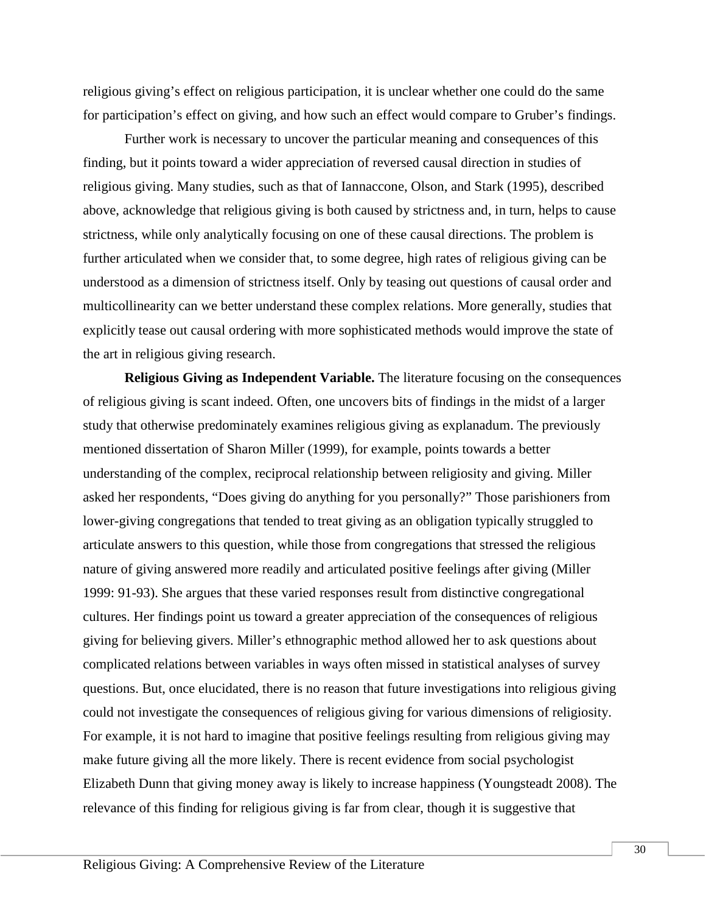religious giving's effect on religious participation, it is unclear whether one could do the same for participation's effect on giving, and how such an effect would compare to Gruber's findings.

Further work is necessary to uncover the particular meaning and consequences of this finding, but it points toward a wider appreciation of reversed causal direction in studies of religious giving. Many studies, such as that of Iannaccone, Olson, and Stark (1995), described above, acknowledge that religious giving is both caused by strictness and, in turn, helps to cause strictness, while only analytically focusing on one of these causal directions. The problem is further articulated when we consider that, to some degree, high rates of religious giving can be understood as a dimension of strictness itself. Only by teasing out questions of causal order and multicollinearity can we better understand these complex relations. More generally, studies that explicitly tease out causal ordering with more sophisticated methods would improve the state of the art in religious giving research.

**Religious Giving as Independent Variable.** The literature focusing on the consequences of religious giving is scant indeed. Often, one uncovers bits of findings in the midst of a larger study that otherwise predominately examines religious giving as explanadum. The previously mentioned dissertation of Sharon Miller (1999), for example, points towards a better understanding of the complex, reciprocal relationship between religiosity and giving. Miller asked her respondents, "Does giving do anything for you personally?" Those parishioners from lower-giving congregations that tended to treat giving as an obligation typically struggled to articulate answers to this question, while those from congregations that stressed the religious nature of giving answered more readily and articulated positive feelings after giving (Miller 1999: 91-93). She argues that these varied responses result from distinctive congregational cultures. Her findings point us toward a greater appreciation of the consequences of religious giving for believing givers. Miller's ethnographic method allowed her to ask questions about complicated relations between variables in ways often missed in statistical analyses of survey questions. But, once elucidated, there is no reason that future investigations into religious giving could not investigate the consequences of religious giving for various dimensions of religiosity. For example, it is not hard to imagine that positive feelings resulting from religious giving may make future giving all the more likely. There is recent evidence from social psychologist Elizabeth Dunn that giving money away is likely to increase happiness (Youngsteadt 2008). The relevance of this finding for religious giving is far from clear, though it is suggestive that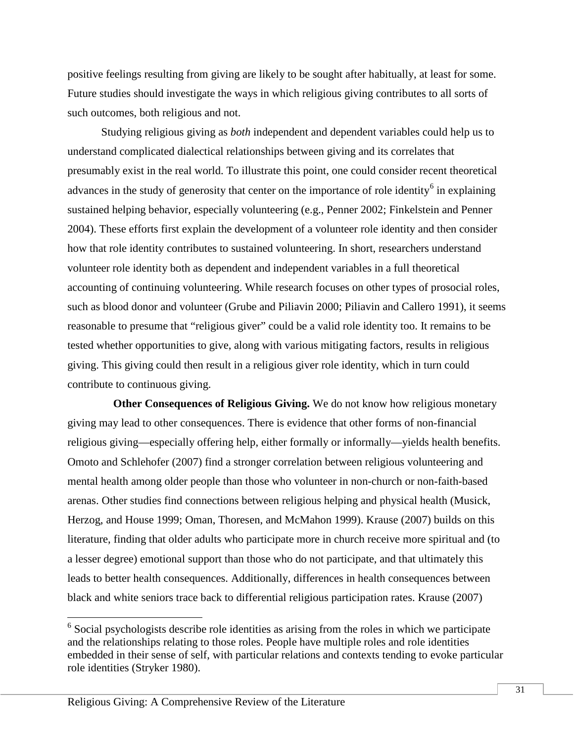positive feelings resulting from giving are likely to be sought after habitually, at least for some. Future studies should investigate the ways in which religious giving contributes to all sorts of such outcomes, both religious and not.

Studying religious giving as *both* independent and dependent variables could help us to understand complicated dialectical relationships between giving and its correlates that presumably exist in the real world. To illustrate this point, one could consider recent theoretical advances in the study of generosity that center on the importance of role identity[6] in explaining sustained helping behavior, especially volunteering (e.g., Penner 2002; Finkelstein and Penner 2004). These efforts first explain the development of a volunteer role identity and then consider how that role identity contributes to sustained volunteering. In short, researchers understand volunteer role identity both as dependent and independent variables in a full theoretical accounting of continuing volunteering. While research focuses on other types of prosocial roles, such as blood donor and volunteer (Grube and Piliavin 2000; Piliavin and Callero 1991), it seems reasonable to presume that "religious giver" could be a valid role identity too. It remains to be tested whether opportunities to give, along with various mitigating factors, results in religious giving. This giving could then result in a religious giver role identity, which in turn could contribute to continuous giving.

**Other Consequences of Religious Giving.** We do not know how religious monetary giving may lead to other consequences. There is evidence that other forms of non-financial religious giving—especially offering help, either formally or informally—yields health benefits. Omoto and Schlehofer (2007) find a stronger correlation between religious volunteering and mental health among older people than those who volunteer in non-church or non-faith-based arenas. Other studies find connections between religious helping and physical health (Musick, Herzog, and House 1999; Oman, Thoresen, and McMahon 1999). Krause (2007) builds on this literature, finding that older adults who participate more in church receive more spiritual and (to a lesser degree) emotional support than those who do not participate, and that ultimately this leads to better health consequences. Additionally, differences in health consequences between black and white seniors trace back to differential religious participation rates. Krause (2007)

[6] Social psychologists describe role identities as arising from the roles in which we participate and the relationships relating to those roles. People have multiple roles and role identities embedded in their sense of self, with particular relations and contexts tending to evoke particular role identities (Stryker 1980).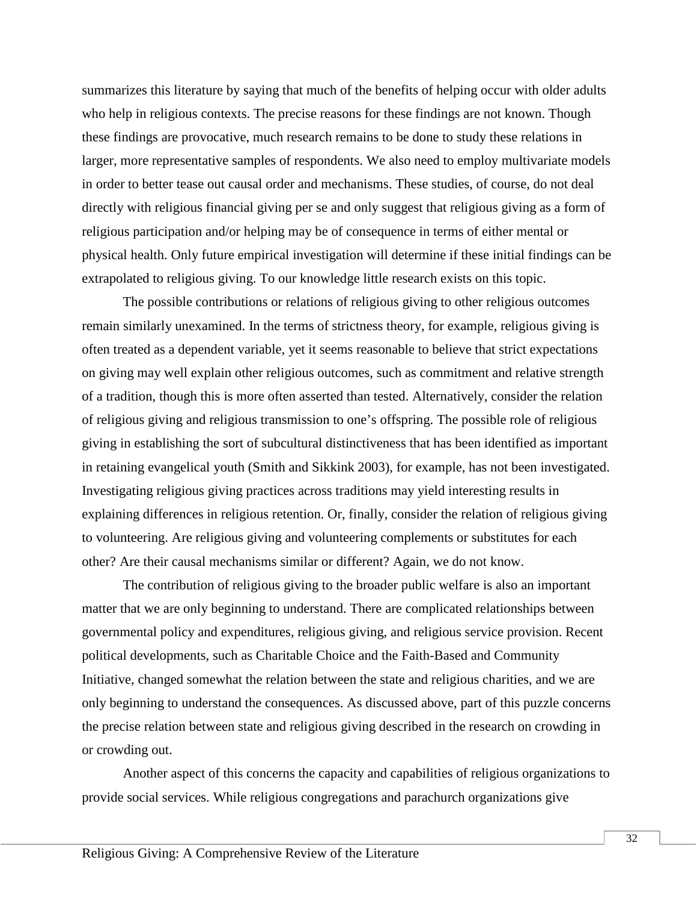summarizes this literature by saying that much of the benefits of helping occur with older adults who help in religious contexts. The precise reasons for these findings are not known. Though these findings are provocative, much research remains to be done to study these relations in larger, more representative samples of respondents. We also need to employ multivariate models in order to better tease out causal order and mechanisms. These studies, of course, do not deal directly with religious financial giving per se and only suggest that religious giving as a form of religious participation and/or helping may be of consequence in terms of either mental or physical health. Only future empirical investigation will determine if these initial findings can be extrapolated to religious giving. To our knowledge little research exists on this topic.

The possible contributions or relations of religious giving to other religious outcomes remain similarly unexamined. In the terms of strictness theory, for example, religious giving is often treated as a dependent variable, yet it seems reasonable to believe that strict expectations on giving may well explain other religious outcomes, such as commitment and relative strength of a tradition, though this is more often asserted than tested. Alternatively, consider the relation of religious giving and religious transmission to one's offspring. The possible role of religious giving in establishing the sort of subcultural distinctiveness that has been identified as important in retaining evangelical youth (Smith and Sikkink 2003), for example, has not been investigated. Investigating religious giving practices across traditions may yield interesting results in explaining differences in religious retention. Or, finally, consider the relation of religious giving to volunteering. Are religious giving and volunteering complements or substitutes for each other? Are their causal mechanisms similar or different? Again, we do not know.

The contribution of religious giving to the broader public welfare is also an important matter that we are only beginning to understand. There are complicated relationships between governmental policy and expenditures, religious giving, and religious service provision. Recent political developments, such as Charitable Choice and the Faith-Based and Community Initiative, changed somewhat the relation between the state and religious charities, and we are only beginning to understand the consequences. As discussed above, part of this puzzle concerns the precise relation between state and religious giving described in the research on crowding in or crowding out.

Another aspect of this concerns the capacity and capabilities of religious organizations to provide social services. While religious congregations and parachurch organizations give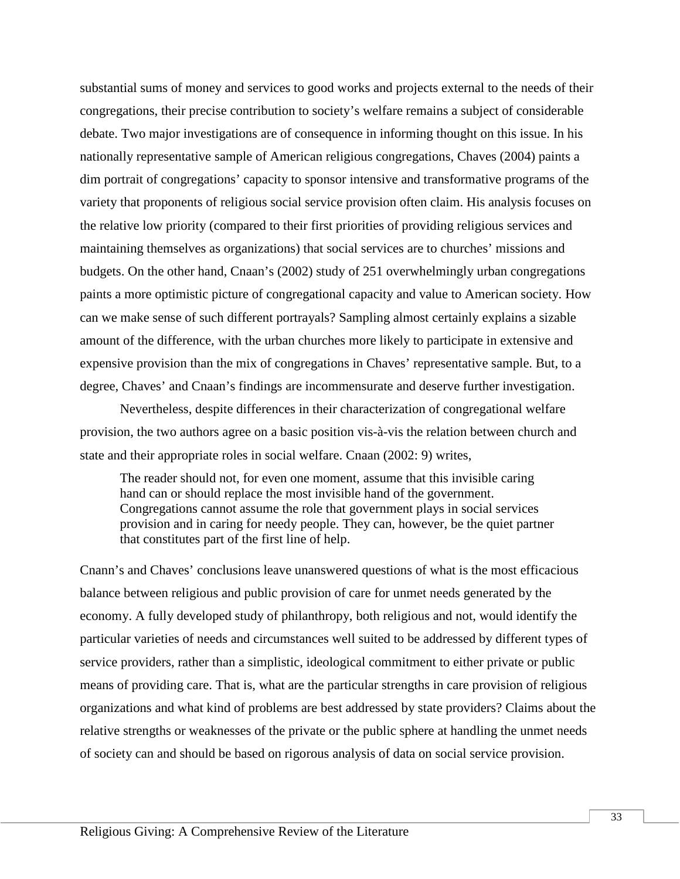substantial sums of money and services to good works and projects external to the needs of their congregations, their precise contribution to society's welfare remains a subject of considerable debate. Two major investigations are of consequence in informing thought on this issue. In his nationally representative sample of American religious congregations, Chaves (2004) paints a dim portrait of congregations' capacity to sponsor intensive and transformative programs of the variety that proponents of religious social service provision often claim. His analysis focuses on the relative low priority (compared to their first priorities of providing religious services and maintaining themselves as organizations) that social services are to churches' missions and budgets. On the other hand, Cnaan's (2002) study of 251 overwhelmingly urban congregations paints a more optimistic picture of congregational capacity and value to American society. How can we make sense of such different portrayals? Sampling almost certainly explains a sizable amount of the difference, with the urban churches more likely to participate in extensive and expensive provision than the mix of congregations in Chaves' representative sample. But, to a degree, Chaves' and Cnaan's findings are incommensurate and deserve further investigation.

Nevertheless, despite differences in their characterization of congregational welfare provision, the two authors agree on a basic position vis-à-vis the relation between church and state and their appropriate roles in social welfare. Cnaan (2002: 9) writes,

> The reader should not, for even one moment, assume that this invisible caring hand can or should replace the most invisible hand of the government. Congregations cannot assume the role that government plays in social services provision and in caring for needy people. They can, however, be the quiet partner that constitutes part of the first line of help.

Cnann's and Chaves' conclusions leave unanswered questions of what is the most efficacious balance between religious and public provision of care for unmet needs generated by the economy. A fully developed study of philanthropy, both religious and not, would identify the particular varieties of needs and circumstances well suited to be addressed by different types of service providers, rather than a simplistic, ideological commitment to either private or public means of providing care. That is, what are the particular strengths in care provision of religious organizations and what kind of problems are best addressed by state providers? Claims about the relative strengths or weaknesses of the private or the public sphere at handling the unmet needs of society can and should be based on rigorous analysis of data on social service provision.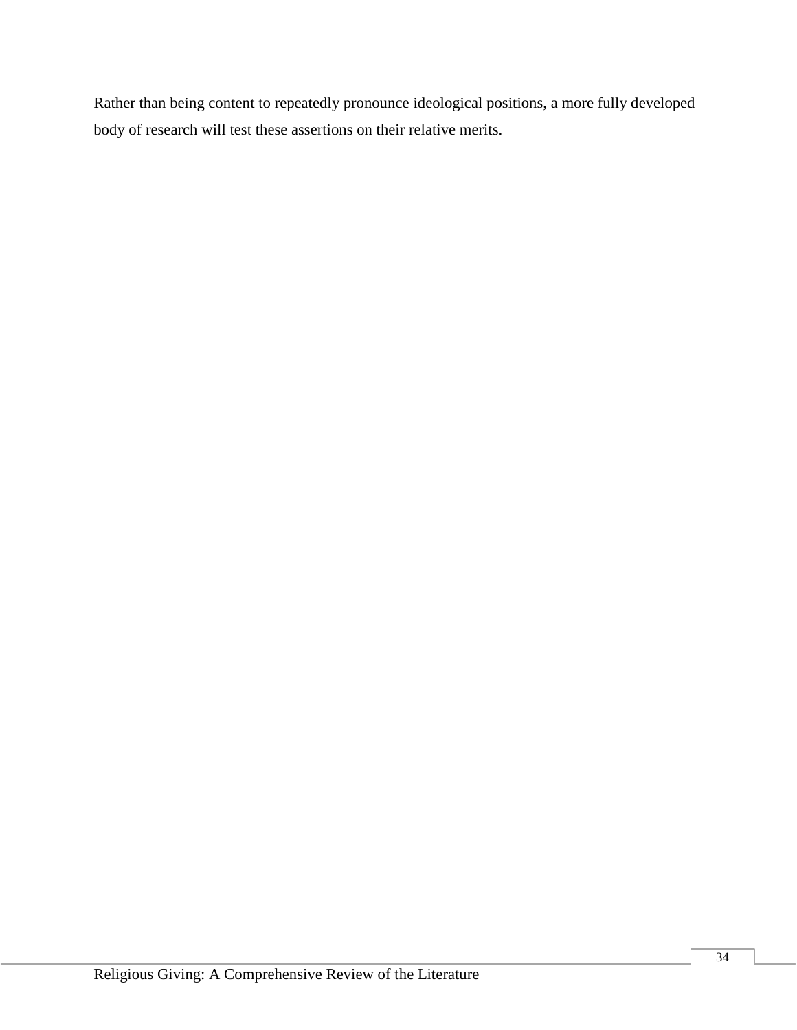Rather than being content to repeatedly pronounce ideological positions, a more fully developed body of research will test these assertions on their relative merits.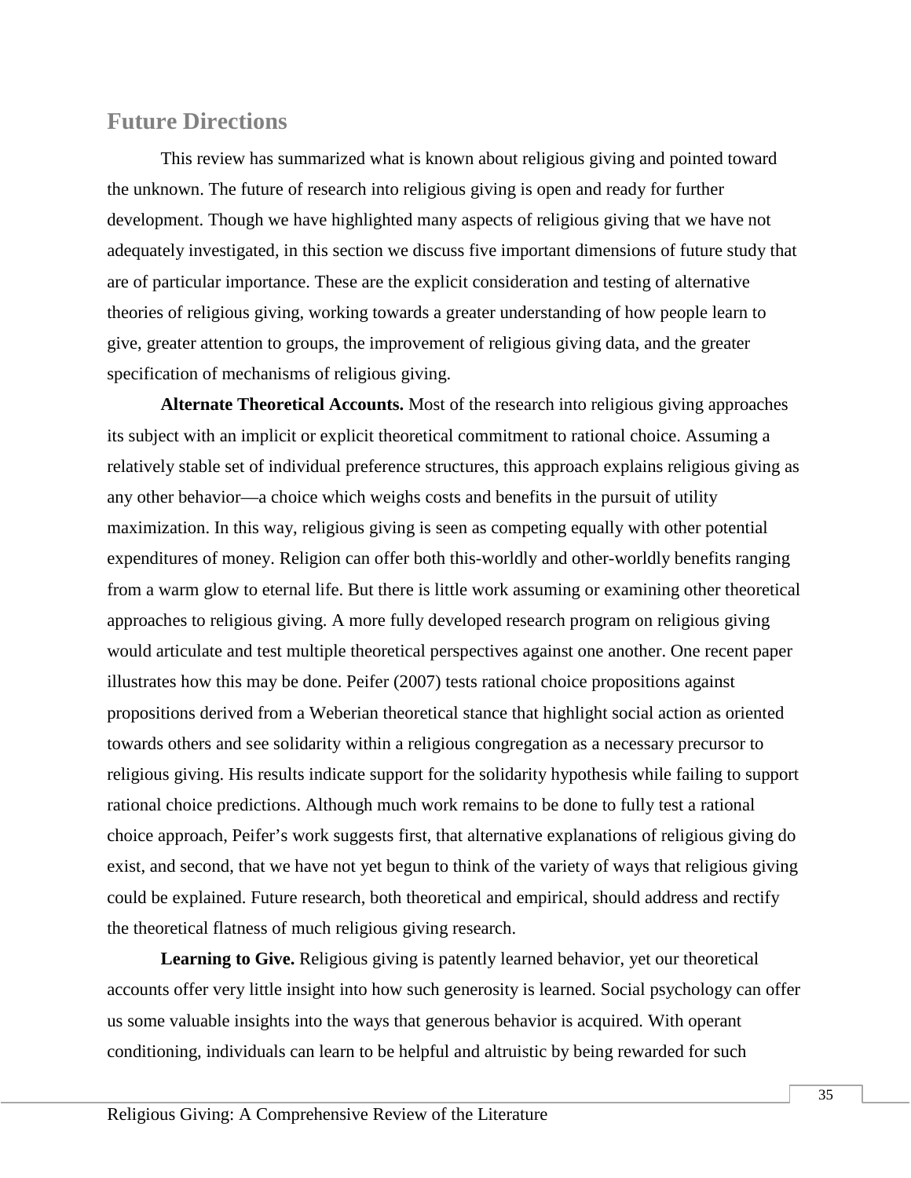## Future Directions

This review has summarized what is known about religious giving and pointed toward the unknown. The future of research into religious giving is open and ready for further development. Though we have highlighted many aspects of religious giving that we have not adequately investigated, in this section we discuss five important dimensions of future study that are of particular importance. These are the explicit consideration and testing of alternative theories of religious giving, working towards a greater understanding of how people learn to give, greater attention to groups, the improvement of religious giving data, and the greater specification of mechanisms of religious giving.

**Alternate Theoretical Accounts.** Most of the research into religious giving approaches its subject with an implicit or explicit theoretical commitment to rational choice. Assuming a relatively stable set of individual preference structures, this approach explains religious giving as any other behavior—a choice which weighs costs and benefits in the pursuit of utility maximization. In this way, religious giving is seen as competing equally with other potential expenditures of money. Religion can offer both this-worldly and other-worldly benefits ranging from a warm glow to eternal life. But there is little work assuming or examining other theoretical approaches to religious giving. A more fully developed research program on religious giving would articulate and test multiple theoretical perspectives against one another. One recent paper illustrates how this may be done. Peifer (2007) tests rational choice propositions against propositions derived from a Weberian theoretical stance that highlight social action as oriented towards others and see solidarity within a religious congregation as a necessary precursor to religious giving. His results indicate support for the solidarity hypothesis while failing to support rational choice predictions. Although much work remains to be done to fully test a rational choice approach, Peifer's work suggests first, that alternative explanations of religious giving do exist, and second, that we have not yet begun to think of the variety of ways that religious giving could be explained. Future research, both theoretical and empirical, should address and rectify the theoretical flatness of much religious giving research.

**Learning to Give.** Religious giving is patently learned behavior, yet our theoretical accounts offer very little insight into how such generosity is learned. Social psychology can offer us some valuable insights into the ways that generous behavior is acquired. With operant conditioning, individuals can learn to be helpful and altruistic by being rewarded for such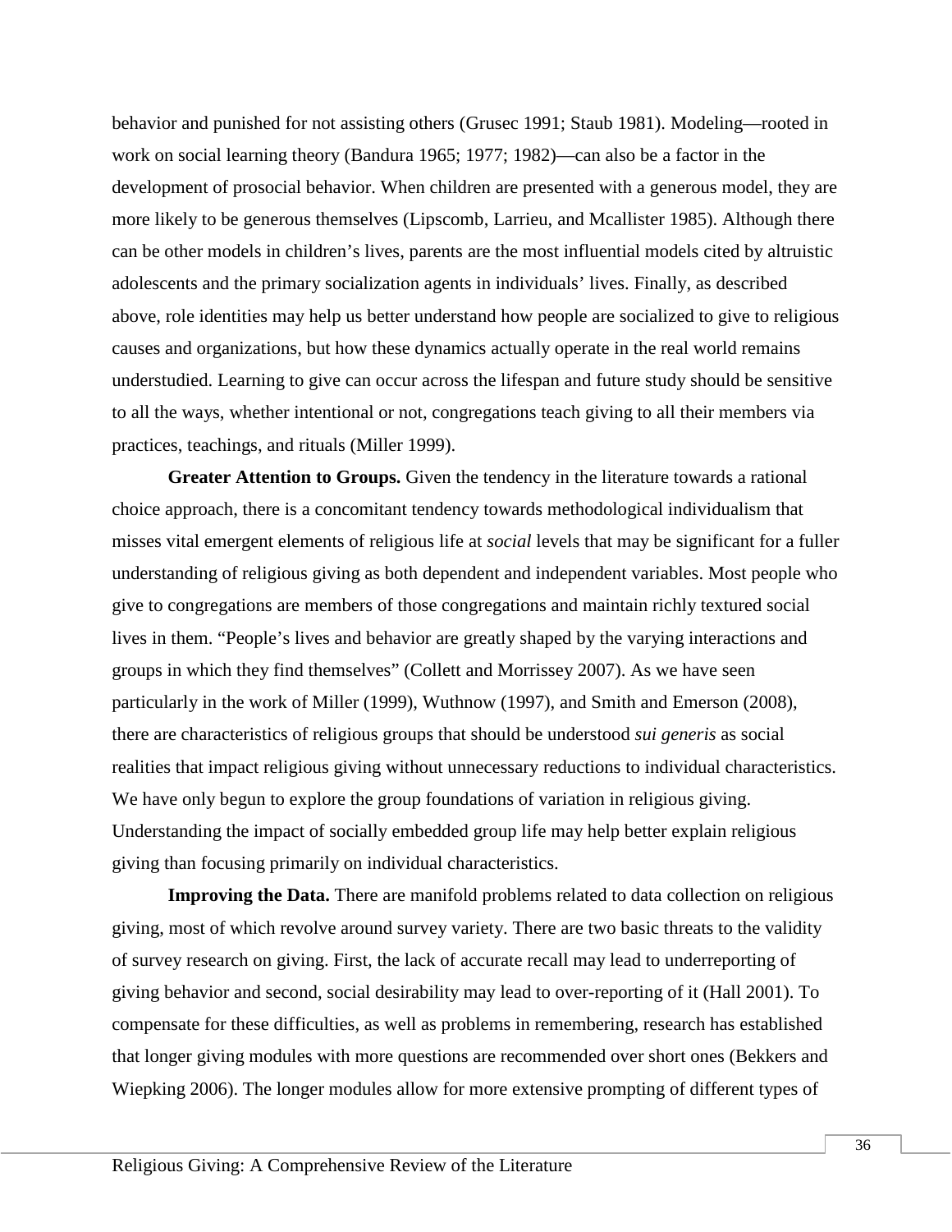behavior and punished for not assisting others (Grusec 1991; Staub 1981). Modeling—rooted in work on social learning theory (Bandura 1965; 1977; 1982)—can also be a factor in the development of prosocial behavior. When children are presented with a generous model, they are more likely to be generous themselves (Lipscomb, Larrieu, and Mcallister 1985). Although there can be other models in children's lives, parents are the most influential models cited by altruistic adolescents and the primary socialization agents in individuals' lives. Finally, as described above, role identities may help us better understand how people are socialized to give to religious causes and organizations, but how these dynamics actually operate in the real world remains understudied. Learning to give can occur across the lifespan and future study should be sensitive to all the ways, whether intentional or not, congregations teach giving to all their members via practices, teachings, and rituals (Miller 1999).

**Greater Attention to Groups.** Given the tendency in the literature towards a rational choice approach, there is a concomitant tendency towards methodological individualism that misses vital emergent elements of religious life at *social* levels that may be significant for a fuller understanding of religious giving as both dependent and independent variables. Most people who give to congregations are members of those congregations and maintain richly textured social lives in them. "People's lives and behavior are greatly shaped by the varying interactions and groups in which they find themselves" (Collett and Morrissey 2007). As we have seen particularly in the work of Miller (1999), Wuthnow (1997), and Smith and Emerson (2008), there are characteristics of religious groups that should be understood *sui generis* as social realities that impact religious giving without unnecessary reductions to individual characteristics. We have only begun to explore the group foundations of variation in religious giving. Understanding the impact of socially embedded group life may help better explain religious giving than focusing primarily on individual characteristics.

**Improving the Data.** There are manifold problems related to data collection on religious giving, most of which revolve around survey variety. There are two basic threats to the validity of survey research on giving. First, the lack of accurate recall may lead to underreporting of giving behavior and second, social desirability may lead to over-reporting of it (Hall 2001). To compensate for these difficulties, as well as problems in remembering, research has established that longer giving modules with more questions are recommended over short ones (Bekkers and Wiepking 2006). The longer modules allow for more extensive prompting of different types of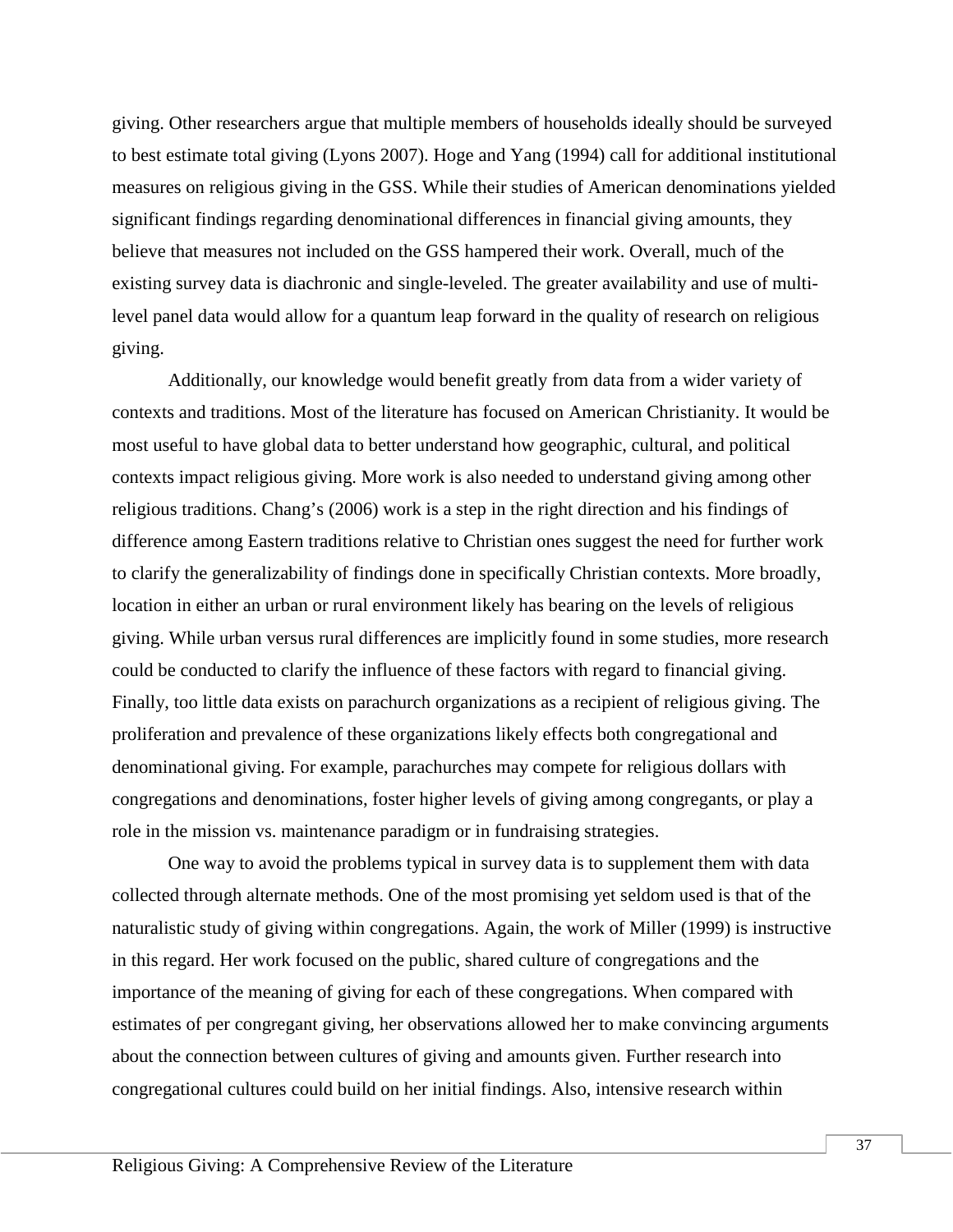giving. Other researchers argue that multiple members of households ideally should be surveyed to best estimate total giving (Lyons 2007). Hoge and Yang (1994) call for additional institutional measures on religious giving in the GSS. While their studies of American denominations yielded significant findings regarding denominational differences in financial giving amounts, they believe that measures not included on the GSS hampered their work. Overall, much of the existing survey data is diachronic and single-leveled. The greater availability and use of multi-level panel data would allow for a quantum leap forward in the quality of research on religious giving.

Additionally, our knowledge would benefit greatly from data from a wider variety of contexts and traditions. Most of the literature has focused on American Christianity. It would be most useful to have global data to better understand how geographic, cultural, and political contexts impact religious giving. More work is also needed to understand giving among other religious traditions. Chang's (2006) work is a step in the right direction and his findings of difference among Eastern traditions relative to Christian ones suggest the need for further work to clarify the generalizability of findings done in specifically Christian contexts. More broadly, location in either an urban or rural environment likely has bearing on the levels of religious giving. While urban versus rural differences are implicitly found in some studies, more research could be conducted to clarify the influence of these factors with regard to financial giving. Finally, too little data exists on parachurch organizations as a recipient of religious giving. The proliferation and prevalence of these organizations likely effects both congregational and denominational giving. For example, parachurches may compete for religious dollars with congregations and denominations, foster higher levels of giving among congregants, or play a role in the mission vs. maintenance paradigm or in fundraising strategies.

One way to avoid the problems typical in survey data is to supplement them with data collected through alternate methods. One of the most promising yet seldom used is that of the naturalistic study of giving within congregations. Again, the work of Miller (1999) is instructive in this regard. Her work focused on the public, shared culture of congregations and the importance of the meaning of giving for each of these congregations. When compared with estimates of per congregant giving, her observations allowed her to make convincing arguments about the connection between cultures of giving and amounts given. Further research into congregational cultures could build on her initial findings. Also, intensive research within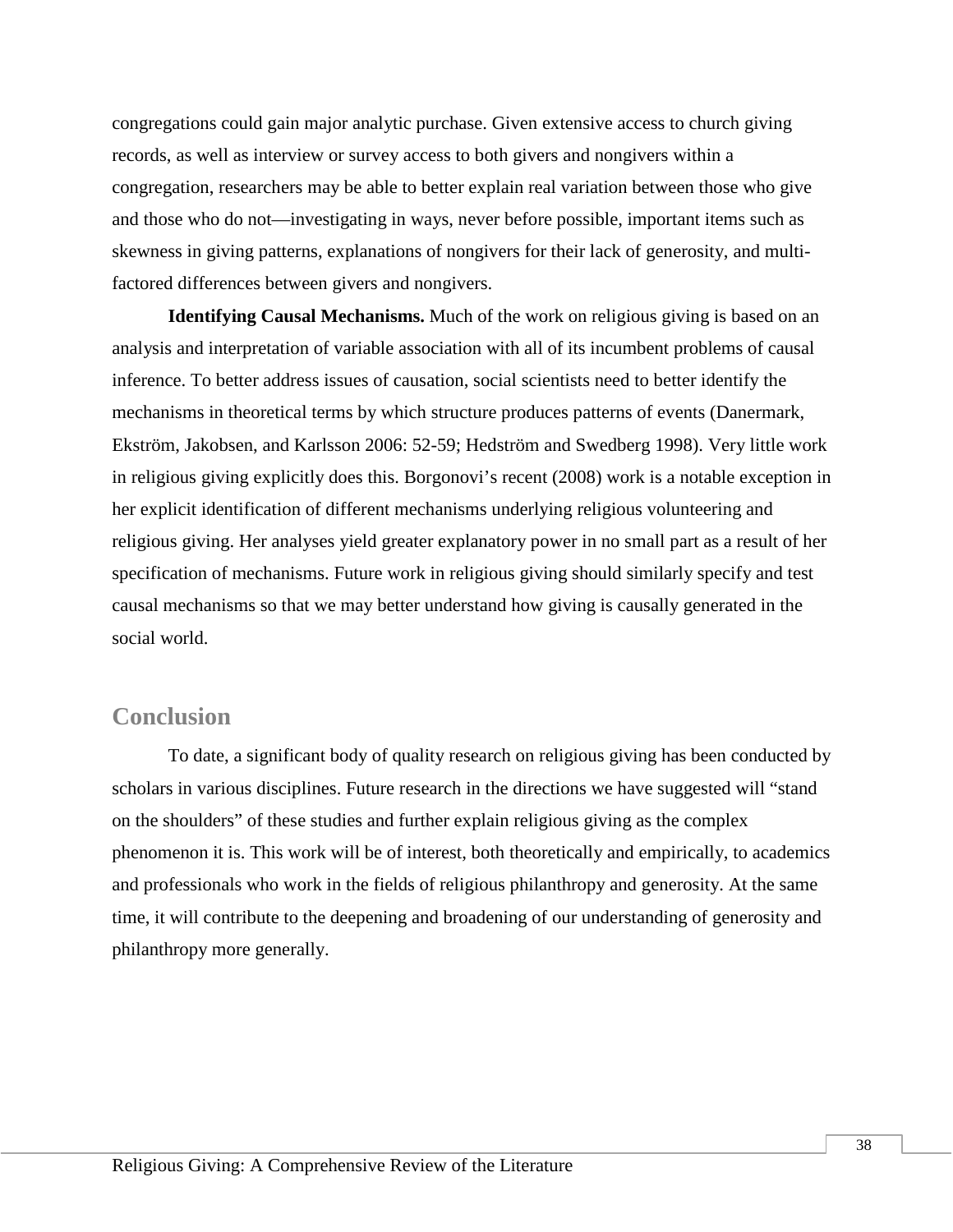congregations could gain major analytic purchase. Given extensive access to church giving records, as well as interview or survey access to both givers and nongivers within a congregation, researchers may be able to better explain real variation between those who give and those who do not—investigating in ways, never before possible, important items such as skewness in giving patterns, explanations of nongivers for their lack of generosity, and multi-factored differences between givers and nongivers.

**Identifying Causal Mechanisms.** Much of the work on religious giving is based on an analysis and interpretation of variable association with all of its incumbent problems of causal inference. To better address issues of causation, social scientists need to better identify the mechanisms in theoretical terms by which structure produces patterns of events (Danermark, Ekström, Jakobsen, and Karlsson 2006: 52-59; Hedström and Swedberg 1998). Very little work in religious giving explicitly does this. Borgonovi's recent (2008) work is a notable exception in her explicit identification of different mechanisms underlying religious volunteering and religious giving. Her analyses yield greater explanatory power in no small part as a result of her specification of mechanisms. Future work in religious giving should similarly specify and test causal mechanisms so that we may better understand how giving is causally generated in the social world.

## Conclusion

To date, a significant body of quality research on religious giving has been conducted by scholars in various disciplines. Future research in the directions we have suggested will "stand on the shoulders" of these studies and further explain religious giving as the complex phenomenon it is. This work will be of interest, both theoretically and empirically, to academics and professionals who work in the fields of religious philanthropy and generosity. At the same time, it will contribute to the deepening and broadening of our understanding of generosity and philanthropy more generally.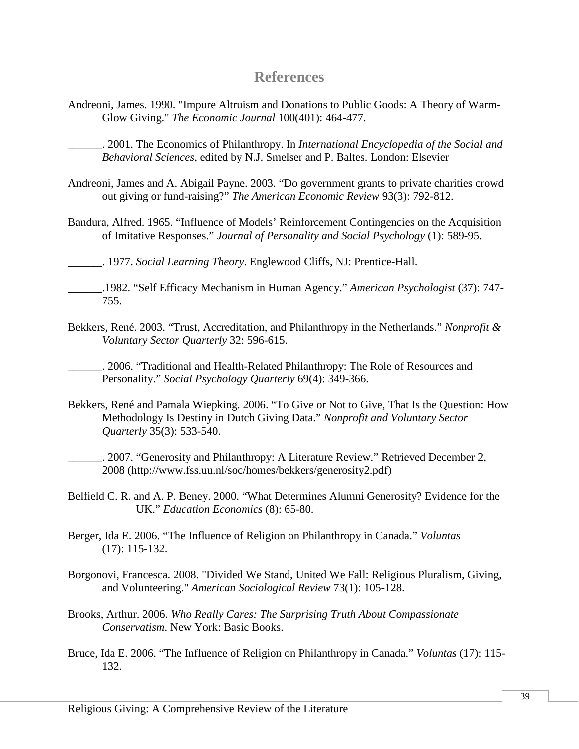# References

Andreoni, James. 1990. "Impure Altruism and Donations to Public Goods: A Theory of Warm-Glow Giving." *The Economic Journal* 100(401): 464-477.

______. 2001. The Economics of Philanthropy. In *International Encyclopedia of the Social and Behavioral Sciences*, edited by N.J. Smelser and P. Baltes. London: Elsevier

Andreoni, James and A. Abigail Payne. 2003. "Do government grants to private charities crowd out giving or fund-raising?" *The American Economic Review* 93(3): 792-812.

Bandura, Alfred. 1965. "Influence of Models' Reinforcement Contingencies on the Acquisition of Imitative Responses." *Journal of Personality and Social Psychology* (1): 589-95.

______. 1977. *Social Learning Theory*. Englewood Cliffs, NJ: Prentice-Hall.

______.1982. "Self Efficacy Mechanism in Human Agency." *American Psychologist* (37): 747-755.

Bekkers, René. 2003. "Trust, Accreditation, and Philanthropy in the Netherlands." *Nonprofit & Voluntary Sector Quarterly* 32: 596-615.

______. 2006. "Traditional and Health-Related Philanthropy: The Role of Resources and Personality." *Social Psychology Quarterly* 69(4): 349-366.

Bekkers, René and Pamala Wiepking. 2006. "To Give or Not to Give, That Is the Question: How Methodology Is Destiny in Dutch Giving Data." *Nonprofit and Voluntary Sector Quarterly* 35(3): 533-540.

______. 2007. "Generosity and Philanthropy: A Literature Review." Retrieved December 2, 2008 (http://www.fss.uu.nl/soc/homes/bekkers/generosity2.pdf)

Belfield C. R. and A. P. Beney. 2000. "What Determines Alumni Generosity? Evidence for the UK." *Education Economics* (8): 65-80.

Berger, Ida E. 2006. "The Influence of Religion on Philanthropy in Canada." *Voluntas* (17): 115-132.

Borgonovi, Francesca. 2008. "Divided We Stand, United We Fall: Religious Pluralism, Giving, and Volunteering." *American Sociological Review* 73(1): 105-128.

Brooks, Arthur. 2006. *Who Really Cares: The Surprising Truth About Compassionate Conservatism*. New York: Basic Books.

Bruce, Ida E. 2006. "The Influence of Religion on Philanthropy in Canada." *Voluntas* (17): 115-132.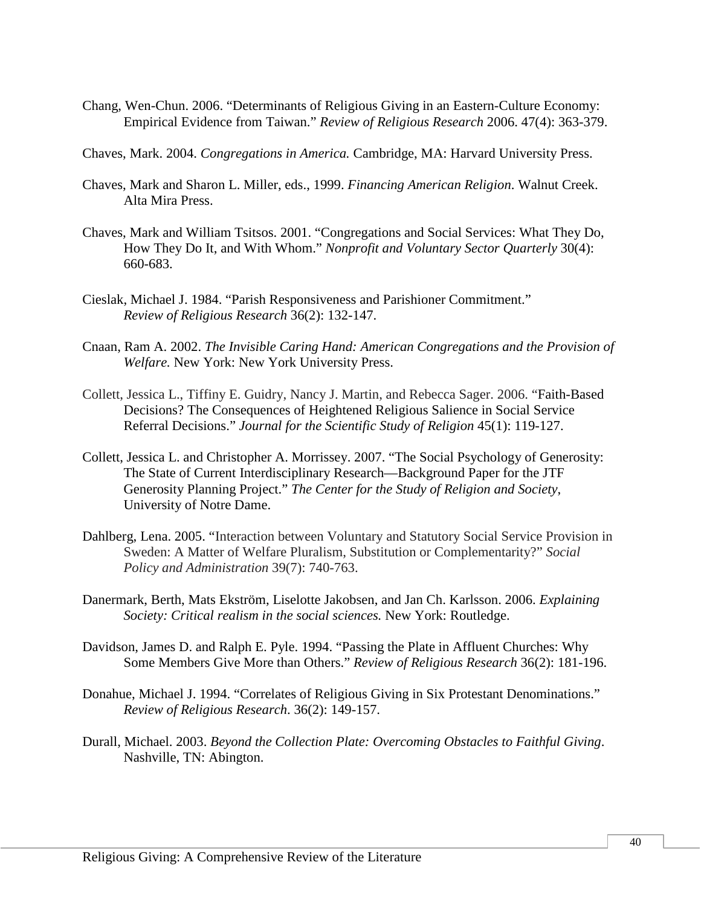Chang, Wen-Chun. 2006. "Determinants of Religious Giving in an Eastern-Culture Economy: Empirical Evidence from Taiwan." *Review of Religious Research* 2006. 47(4): 363-379.

Chaves, Mark. 2004. *Congregations in America.* Cambridge, MA: Harvard University Press.

Chaves, Mark and Sharon L. Miller, eds., 1999. *Financing American Religion*. Walnut Creek. Alta Mira Press.

Chaves, Mark and William Tsitsos. 2001. "Congregations and Social Services: What They Do, How They Do It, and With Whom." *Nonprofit and Voluntary Sector Quarterly* 30(4): 660-683.

Cieslak, Michael J. 1984. "Parish Responsiveness and Parishioner Commitment." *Review of Religious Research* 36(2): 132-147.

Cnaan, Ram A. 2002. *The Invisible Caring Hand: American Congregations and the Provision of Welfare.* New York: New York University Press.

Collett, Jessica L., Tiffiny E. Guidry, Nancy J. Martin, and Rebecca Sager. 2006. "Faith-Based Decisions? The Consequences of Heightened Religious Salience in Social Service Referral Decisions." *Journal for the Scientific Study of Religion* 45(1): 119-127.

Collett, Jessica L. and Christopher A. Morrissey. 2007. "The Social Psychology of Generosity: The State of Current Interdisciplinary Research—Background Paper for the JTF Generosity Planning Project." *The Center for the Study of Religion and Society*, University of Notre Dame.

Dahlberg, Lena. 2005. "Interaction between Voluntary and Statutory Social Service Provision in Sweden: A Matter of Welfare Pluralism, Substitution or Complementarity?" *Social Policy and Administration* 39(7): 740-763.

Danermark, Berth, Mats Ekström, Liselotte Jakobsen, and Jan Ch. Karlsson. 2006. *Explaining Society: Critical realism in the social sciences.* New York: Routledge.

Davidson, James D. and Ralph E. Pyle. 1994. "Passing the Plate in Affluent Churches: Why Some Members Give More than Others." *Review of Religious Research* 36(2): 181-196.

Donahue, Michael J. 1994. "Correlates of Religious Giving in Six Protestant Denominations." *Review of Religious Research*. 36(2): 149-157.

Durall, Michael. 2003. *Beyond the Collection Plate: Overcoming Obstacles to Faithful Giving*. Nashville, TN: Abington.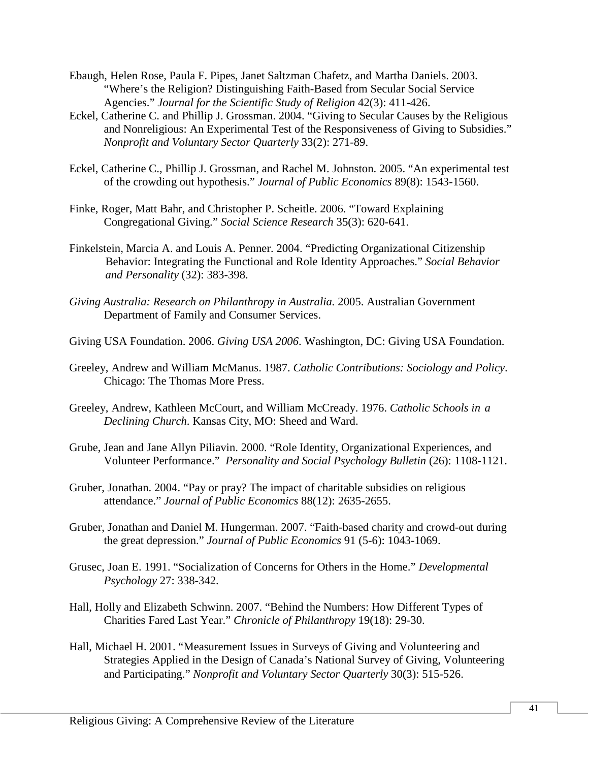Ebaugh, Helen Rose, Paula F. Pipes, Janet Saltzman Chafetz, and Martha Daniels. 2003. "Where's the Religion? Distinguishing Faith-Based from Secular Social Service Agencies." *Journal for the Scientific Study of Religion* 42(3): 411-426.

Eckel, Catherine C. and Phillip J. Grossman. 2004. "Giving to Secular Causes by the Religious and Nonreligious: An Experimental Test of the Responsiveness of Giving to Subsidies." *Nonprofit and Voluntary Sector Quarterly* 33(2): 271-89.

Eckel, Catherine C., Phillip J. Grossman, and Rachel M. Johnston. 2005. "An experimental test of the crowding out hypothesis." *Journal of Public Economics* 89(8): 1543-1560.

Finke, Roger, Matt Bahr, and Christopher P. Scheitle. 2006. "Toward Explaining Congregational Giving." *Social Science Research* 35(3): 620-641.

Finkelstein, Marcia A. and Louis A. Penner. 2004. "Predicting Organizational Citizenship Behavior: Integrating the Functional and Role Identity Approaches." *Social Behavior and Personality* (32): 383-398.

*Giving Australia: Research on Philanthropy in Australia.* 2005. Australian Government Department of Family and Consumer Services.

Giving USA Foundation. 2006. *Giving USA 2006*. Washington, DC: Giving USA Foundation.

Greeley, Andrew and William McManus. 1987. *Catholic Contributions: Sociology and Policy*. Chicago: The Thomas More Press.

Greeley, Andrew, Kathleen McCourt, and William McCready. 1976. *Catholic Schools in a Declining Church*. Kansas City, MO: Sheed and Ward.

Grube, Jean and Jane Allyn Piliavin. 2000. "Role Identity, Organizational Experiences, and Volunteer Performance." *Personality and Social Psychology Bulletin* (26): 1108-1121.

Gruber, Jonathan. 2004. "Pay or pray? The impact of charitable subsidies on religious attendance." *Journal of Public Economics* 88(12): 2635-2655.

Gruber, Jonathan and Daniel M. Hungerman. 2007. "Faith-based charity and crowd-out during the great depression." *Journal of Public Economics* 91 (5-6): 1043-1069.

Grusec, Joan E. 1991. "Socialization of Concerns for Others in the Home." *Developmental Psychology* 27: 338-342.

Hall, Holly and Elizabeth Schwinn. 2007. "Behind the Numbers: How Different Types of Charities Fared Last Year." *Chronicle of Philanthropy* 19(18): 29-30.

Hall, Michael H. 2001. "Measurement Issues in Surveys of Giving and Volunteering and Strategies Applied in the Design of Canada's National Survey of Giving, Volunteering and Participating." *Nonprofit and Voluntary Sector Quarterly* 30(3): 515-526.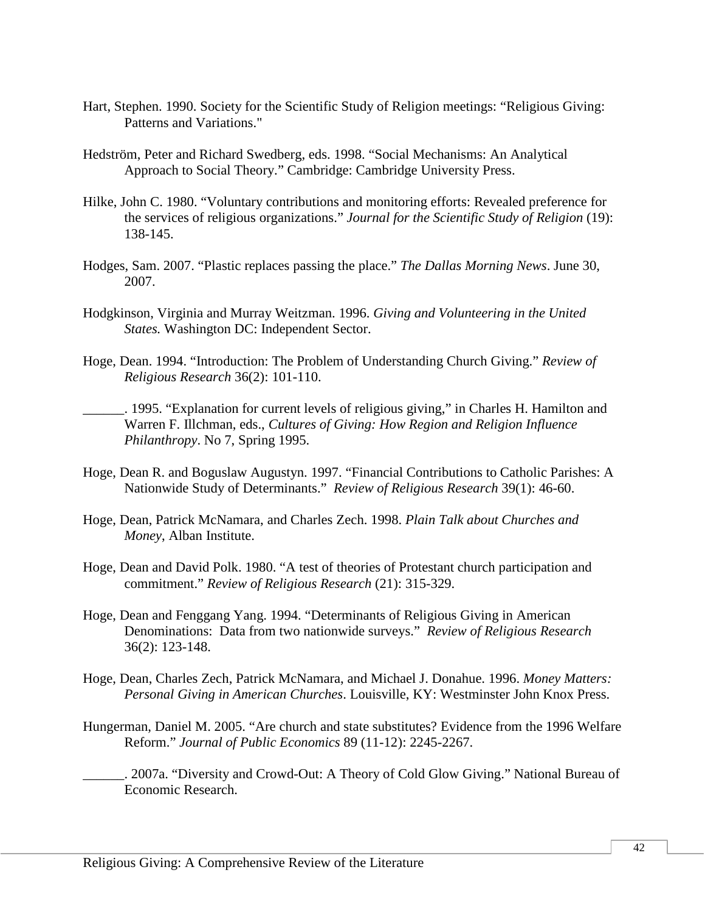Hart, Stephen. 1990. Society for the Scientific Study of Religion meetings: "Religious Giving: Patterns and Variations."

Hedström, Peter and Richard Swedberg, eds. 1998. "Social Mechanisms: An Analytical Approach to Social Theory." Cambridge: Cambridge University Press.

Hilke, John C. 1980. "Voluntary contributions and monitoring efforts: Revealed preference for the services of religious organizations." *Journal for the Scientific Study of Religion* (19): 138-145.

Hodges, Sam. 2007. "Plastic replaces passing the place." *The Dallas Morning News*. June 30, 2007.

Hodgkinson, Virginia and Murray Weitzman. 1996. *Giving and Volunteering in the United States.* Washington DC: Independent Sector.

Hoge, Dean. 1994. "Introduction: The Problem of Understanding Church Giving." *Review of Religious Research* 36(2): 101-110.

______. 1995. "Explanation for current levels of religious giving," in Charles H. Hamilton and Warren F. Illchman, eds., *Cultures of Giving: How Region and Religion Influence Philanthropy*. No 7, Spring 1995.

Hoge, Dean R. and Boguslaw Augustyn. 1997. "Financial Contributions to Catholic Parishes: A Nationwide Study of Determinants." *Review of Religious Research* 39(1): 46-60.

Hoge, Dean, Patrick McNamara, and Charles Zech. 1998. *Plain Talk about Churches and Money*, Alban Institute.

Hoge, Dean and David Polk. 1980. "A test of theories of Protestant church participation and commitment." *Review of Religious Research* (21): 315-329.

Hoge, Dean and Fenggang Yang. 1994. "Determinants of Religious Giving in American Denominations: Data from two nationwide surveys." *Review of Religious Research* 36(2): 123-148.

Hoge, Dean, Charles Zech, Patrick McNamara, and Michael J. Donahue. 1996. *Money Matters: Personal Giving in American Churches*. Louisville, KY: Westminster John Knox Press.

Hungerman, Daniel M. 2005. "Are church and state substitutes? Evidence from the 1996 Welfare Reform." *Journal of Public Economics* 89 (11-12): 2245-2267.

______. 2007a. "Diversity and Crowd-Out: A Theory of Cold Glow Giving." National Bureau of Economic Research.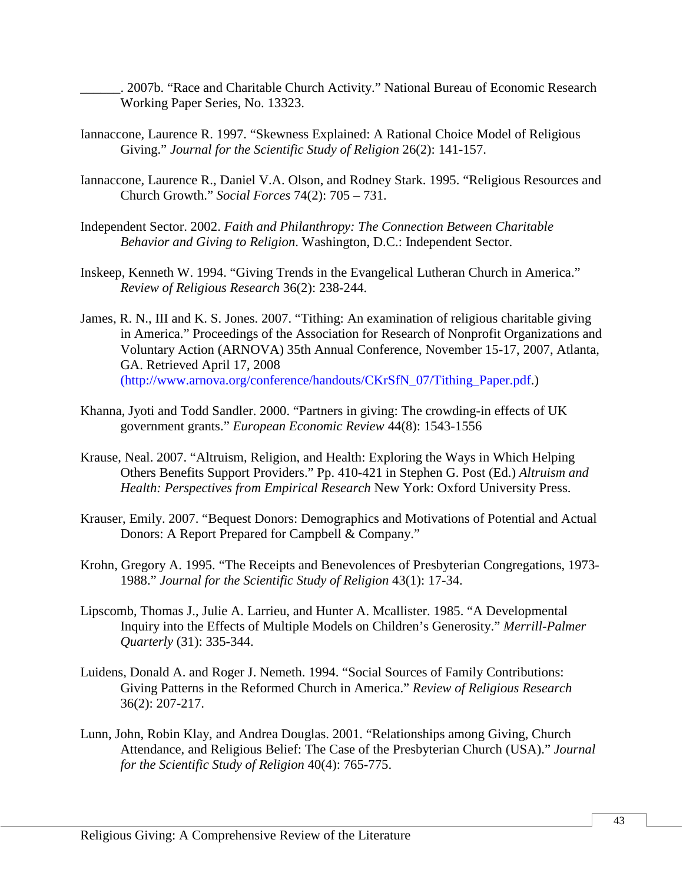______. 2007b. “Race and Charitable Church Activity.” National Bureau of Economic Research Working Paper Series, No. 13323.

Iannaccone, Laurence R. 1997. “Skewness Explained: A Rational Choice Model of Religious Giving.” *Journal for the Scientific Study of Religion* 26(2): 141-157.

Iannaccone, Laurence R., Daniel V.A. Olson, and Rodney Stark. 1995. “Religious Resources and Church Growth.” *Social Forces* 74(2): 705 – 731.

Independent Sector. 2002. *Faith and Philanthropy: The Connection Between Charitable Behavior and Giving to Religion*. Washington, D.C.: Independent Sector.

Inskeep, Kenneth W. 1994. “Giving Trends in the Evangelical Lutheran Church in America.” *Review of Religious Research* 36(2): 238-244.

James, R. N., III and K. S. Jones. 2007. “Tithing: An examination of religious charitable giving in America.” Proceedings of the Association for Research of Nonprofit Organizations and Voluntary Action (ARNOVA) 35th Annual Conference, November 15-17, 2007, Atlanta, GA. Retrieved April 17, 2008 (http://www.arnova.org/conference/handouts/CKrSfN_07/Tithing_Paper.pdf.)

Khanna, Jyoti and Todd Sandler. 2000. “Partners in giving: The crowding-in effects of UK government grants.” *European Economic Review* 44(8): 1543-1556

Krause, Neal. 2007. “Altruism, Religion, and Health: Exploring the Ways in Which Helping Others Benefits Support Providers.” Pp. 410-421 in Stephen G. Post (Ed.) *Altruism and Health: Perspectives from Empirical Research* New York: Oxford University Press.

Krauser, Emily. 2007. “Bequest Donors: Demographics and Motivations of Potential and Actual Donors: A Report Prepared for Campbell & Company.”

Krohn, Gregory A. 1995. “The Receipts and Benevolences of Presbyterian Congregations, 1973-1988.” *Journal for the Scientific Study of Religion* 43(1): 17-34.

Lipscomb, Thomas J., Julie A. Larrieu, and Hunter A. Mcallister. 1985. “A Developmental Inquiry into the Effects of Multiple Models on Children’s Generosity.” *Merrill-Palmer Quarterly* (31): 335-344.

Luidens, Donald A. and Roger J. Nemeth. 1994. “Social Sources of Family Contributions: Giving Patterns in the Reformed Church in America.” *Review of Religious Research* 36(2): 207-217.

Lunn, John, Robin Klay, and Andrea Douglas. 2001. “Relationships among Giving, Church Attendance, and Religious Belief: The Case of the Presbyterian Church (USA).” *Journal for the Scientific Study of Religion* 40(4): 765-775.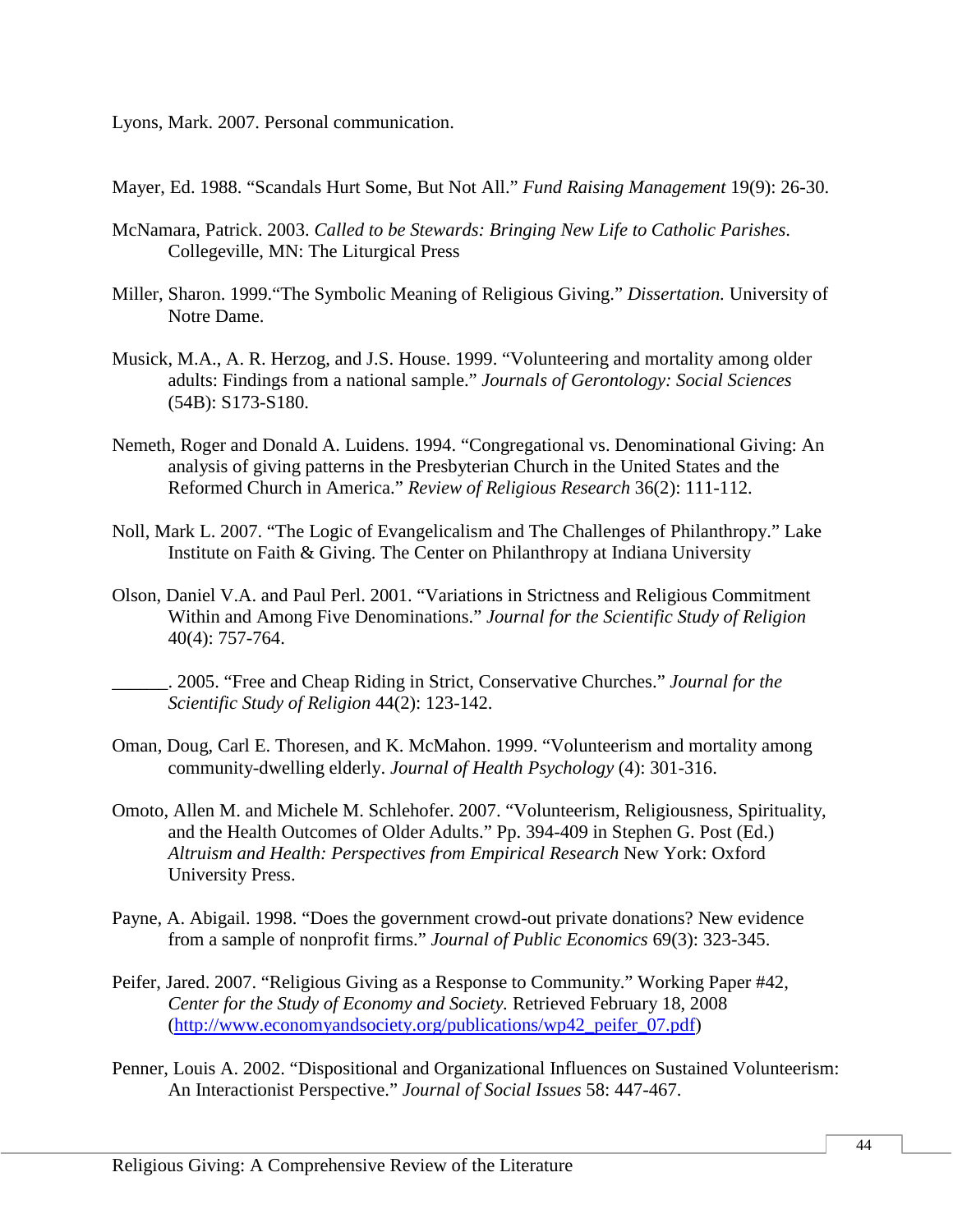Lyons, Mark. 2007. Personal communication.

Mayer, Ed. 1988. "Scandals Hurt Some, But Not All." *Fund Raising Management* 19(9): 26-30.

McNamara, Patrick. 2003. *Called to be Stewards: Bringing New Life to Catholic Parishes*. Collegeville, MN: The Liturgical Press

Miller, Sharon. 1999."The Symbolic Meaning of Religious Giving." *Dissertation.* University of Notre Dame.

Musick, M.A., A. R. Herzog, and J.S. House. 1999. "Volunteering and mortality among older adults: Findings from a national sample." *Journals of Gerontology: Social Sciences* (54B): S173-S180.

Nemeth, Roger and Donald A. Luidens. 1994. "Congregational vs. Denominational Giving: An analysis of giving patterns in the Presbyterian Church in the United States and the Reformed Church in America." *Review of Religious Research* 36(2): 111-112.

Noll, Mark L. 2007. "The Logic of Evangelicalism and The Challenges of Philanthropy." Lake Institute on Faith & Giving. The Center on Philanthropy at Indiana University

Olson, Daniel V.A. and Paul Perl. 2001. "Variations in Strictness and Religious Commitment Within and Among Five Denominations." *Journal for the Scientific Study of Religion* 40(4): 757-764.

______. 2005. "Free and Cheap Riding in Strict, Conservative Churches." *Journal for the Scientific Study of Religion* 44(2): 123-142.

Oman, Doug, Carl E. Thoresen, and K. McMahon. 1999. "Volunteerism and mortality among community-dwelling elderly. *Journal of Health Psychology* (4): 301-316.

Omoto, Allen M. and Michele M. Schlehofer. 2007. "Volunteerism, Religiousness, Spirituality, and the Health Outcomes of Older Adults." Pp. 394-409 in Stephen G. Post (Ed.) *Altruism and Health: Perspectives from Empirical Research* New York: Oxford University Press.

Payne, A. Abigail. 1998. "Does the government crowd-out private donations? New evidence from a sample of nonprofit firms." *Journal of Public Economics* 69(3): 323-345.

Peifer, Jared. 2007. "Religious Giving as a Response to Community." Working Paper #42, *Center for the Study of Economy and Society.* Retrieved February 18, 2008 (http://www.economyandsociety.org/publications/wp42_peifer_07.pdf)

Penner, Louis A. 2002. "Dispositional and Organizational Influences on Sustained Volunteerism: An Interactionist Perspective." *Journal of Social Issues* 58: 447-467.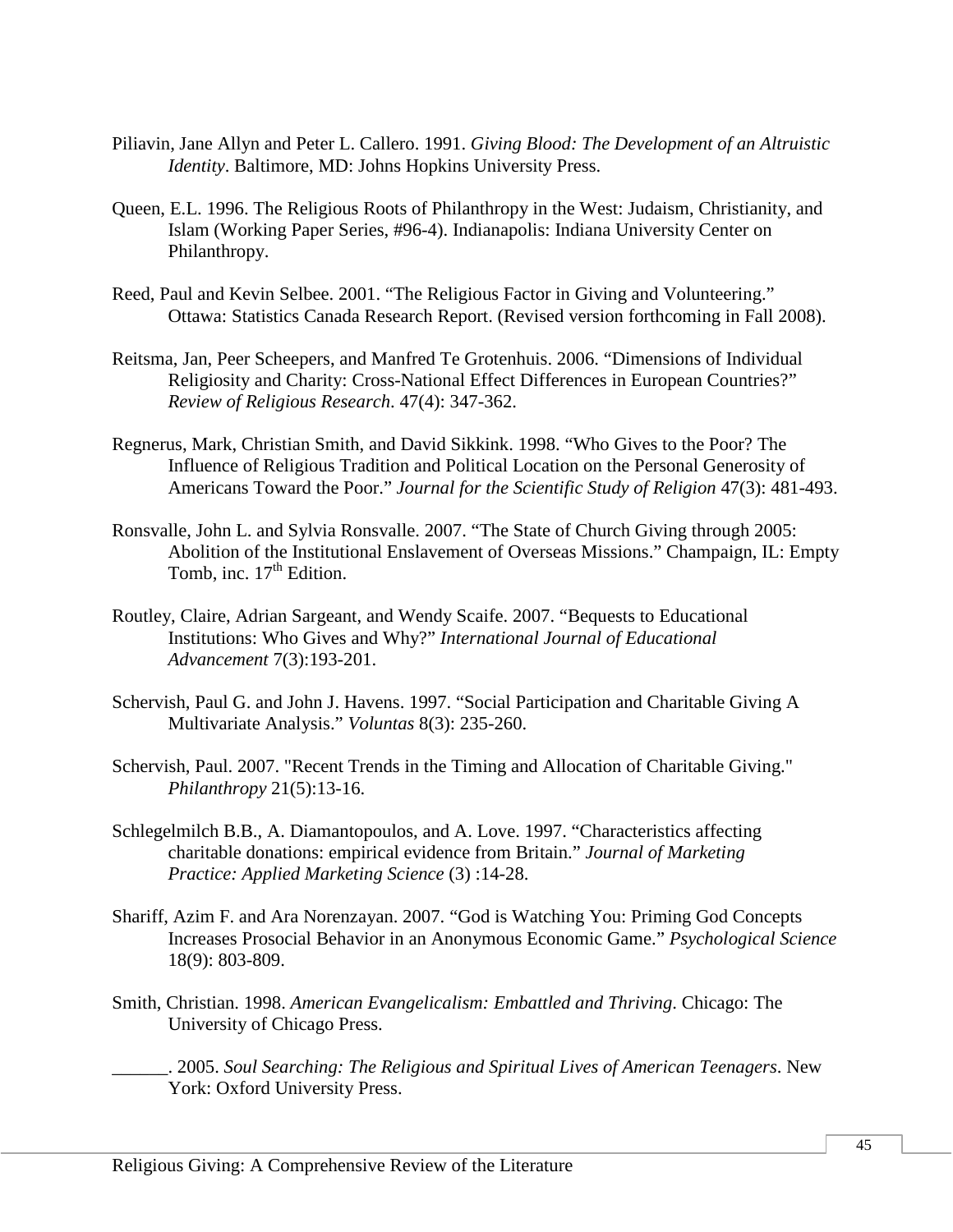Piliavin, Jane Allyn and Peter L. Callero. 1991. *Giving Blood: The Development of an Altruistic Identity*. Baltimore, MD: Johns Hopkins University Press.

Queen, E.L. 1996. The Religious Roots of Philanthropy in the West: Judaism, Christianity, and Islam (Working Paper Series, #96-4). Indianapolis: Indiana University Center on Philanthropy.

Reed, Paul and Kevin Selbee. 2001. "The Religious Factor in Giving and Volunteering." Ottawa: Statistics Canada Research Report. (Revised version forthcoming in Fall 2008).

Reitsma, Jan, Peer Scheepers, and Manfred Te Grotenhuis. 2006. "Dimensions of Individual Religiosity and Charity: Cross-National Effect Differences in European Countries?" *Review of Religious Research*. 47(4): 347-362.

Regnerus, Mark, Christian Smith, and David Sikkink. 1998. "Who Gives to the Poor? The Influence of Religious Tradition and Political Location on the Personal Generosity of Americans Toward the Poor." *Journal for the Scientific Study of Religion* 47(3): 481-493.

Ronsvalle, John L. and Sylvia Ronsvalle. 2007. "The State of Church Giving through 2005: Abolition of the Institutional Enslavement of Overseas Missions." Champaign, IL: Empty Tomb, inc. 17th Edition.

Routley, Claire, Adrian Sargeant, and Wendy Scaife. 2007. "Bequests to Educational Institutions: Who Gives and Why?" *International Journal of Educational Advancement* 7(3):193-201.

Schervish, Paul G. and John J. Havens. 1997. "Social Participation and Charitable Giving A Multivariate Analysis." *Voluntas* 8(3): 235-260.

Schervish, Paul. 2007. "Recent Trends in the Timing and Allocation of Charitable Giving." *Philanthropy* 21(5):13-16.

Schlegelmilch B.B., A. Diamantopoulos, and A. Love. 1997. "Characteristics affecting charitable donations: empirical evidence from Britain." *Journal of Marketing Practice: Applied Marketing Science* (3) :14-28.

Shariff, Azim F. and Ara Norenzayan. 2007. "God is Watching You: Priming God Concepts Increases Prosocial Behavior in an Anonymous Economic Game." *Psychological Science* 18(9): 803-809.

Smith, Christian. 1998. *American Evangelicalism: Embattled and Thriving*. Chicago: The University of Chicago Press.

______. 2005. *Soul Searching: The Religious and Spiritual Lives of American Teenagers*. New York: Oxford University Press.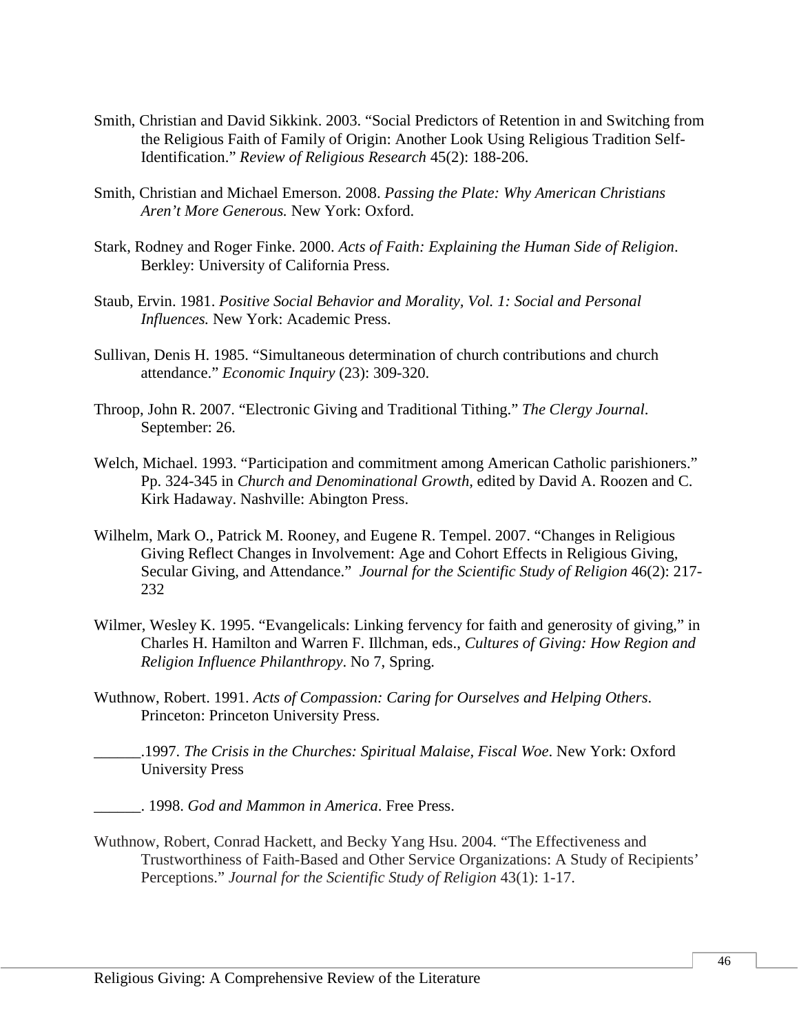Smith, Christian and David Sikkink. 2003. "Social Predictors of Retention in and Switching from the Religious Faith of Family of Origin: Another Look Using Religious Tradition Self-Identification." *Review of Religious Research* 45(2): 188-206.

Smith, Christian and Michael Emerson. 2008. *Passing the Plate: Why American Christians Aren't More Generous.* New York: Oxford.

Stark, Rodney and Roger Finke. 2000. *Acts of Faith: Explaining the Human Side of Religion*. Berkley: University of California Press.

Staub, Ervin. 1981. *Positive Social Behavior and Morality, Vol. 1: Social and Personal Influences.* New York: Academic Press.

Sullivan, Denis H. 1985. "Simultaneous determination of church contributions and church attendance." *Economic Inquiry* (23): 309-320.

Throop, John R. 2007. "Electronic Giving and Traditional Tithing." *The Clergy Journal*. September: 26.

Welch, Michael. 1993. "Participation and commitment among American Catholic parishioners." Pp. 324-345 in *Church and Denominational Growth*, edited by David A. Roozen and C. Kirk Hadaway. Nashville: Abington Press.

Wilhelm, Mark O., Patrick M. Rooney, and Eugene R. Tempel. 2007. "Changes in Religious Giving Reflect Changes in Involvement: Age and Cohort Effects in Religious Giving, Secular Giving, and Attendance." *Journal for the Scientific Study of Religion* 46(2): 217-232

Wilmer, Wesley K. 1995. "Evangelicals: Linking fervency for faith and generosity of giving," in Charles H. Hamilton and Warren F. Illchman, eds., *Cultures of Giving: How Region and Religion Influence Philanthropy*. No 7, Spring.

Wuthnow, Robert. 1991. *Acts of Compassion: Caring for Ourselves and Helping Others*. Princeton: Princeton University Press.

______.1997. *The Crisis in the Churches: Spiritual Malaise, Fiscal Woe*. New York: Oxford University Press

______. 1998. *God and Mammon in America*. Free Press.

Wuthnow, Robert, Conrad Hackett, and Becky Yang Hsu. 2004. "The Effectiveness and Trustworthiness of Faith-Based and Other Service Organizations: A Study of Recipients' Perceptions." *Journal for the Scientific Study of Religion* 43(1): 1-17.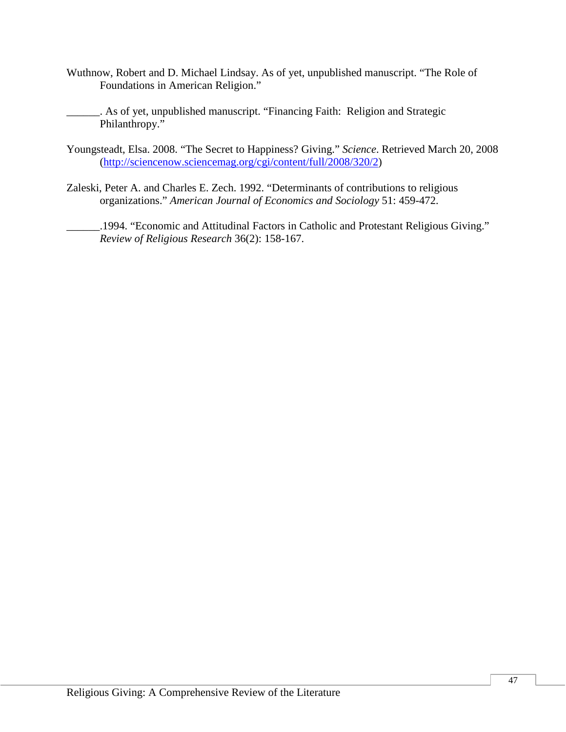Wuthnow, Robert and D. Michael Lindsay. As of yet, unpublished manuscript. "The Role of Foundations in American Religion."

______. As of yet, unpublished manuscript. "Financing Faith: Religion and Strategic Philanthropy."

Youngsteadt, Elsa. 2008. "The Secret to Happiness? Giving." *Science*. Retrieved March 20, 2008 (http://sciencenow.sciencemag.org/cgi/content/full/2008/320/2)

Zaleski, Peter A. and Charles E. Zech. 1992. "Determinants of contributions to religious organizations." *American Journal of Economics and Sociology* 51: 459-472.

______.1994. "Economic and Attitudinal Factors in Catholic and Protestant Religious Giving." *Review of Religious Research* 36(2): 158-167.